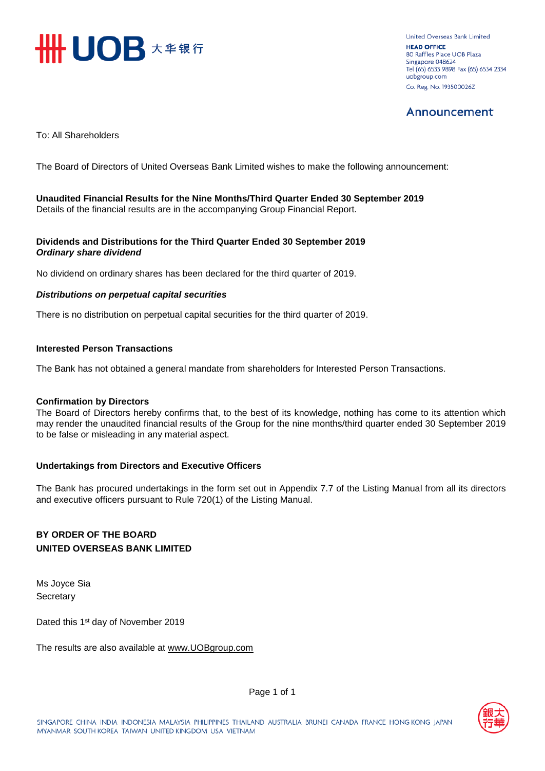United Overseas Bank Limited
**HEAD OFFICE**
80 Raffles Place UOB Plaza
Singapore 048624
Tel (65) 6533 9898 Fax (65) 6534 2334
uobgroup.com
Co. Reg. No. 193500026Z

# Announcement

To: All Shareholders

The Board of Directors of United Overseas Bank Limited wishes to make the following announcement:

**Unaudited Financial Results for the Nine Months/Third Quarter Ended 30 September 2019**
Details of the financial results are in the accompanying Group Financial Report.

**Dividends and Distributions for the Third Quarter Ended 30 September 2019**
***Ordinary share dividend***

No dividend on ordinary shares has been declared for the third quarter of 2019.

***Distributions on perpetual capital securities***

There is no distribution on perpetual capital securities for the third quarter of 2019.

**Interested Person Transactions**

The Bank has not obtained a general mandate from shareholders for Interested Person Transactions.

**Confirmation by Directors**
The Board of Directors hereby confirms that, to the best of its knowledge, nothing has come to its attention which may render the unaudited financial results of the Group for the nine months/third quarter ended 30 September 2019 to be false or misleading in any material aspect.

**Undertakings from Directors and Executive Officers**

The Bank has procured undertakings in the form set out in Appendix 7.7 of the Listing Manual from all its directors and executive officers pursuant to Rule 720(1) of the Listing Manual.

**BY ORDER OF THE BOARD**
**UNITED OVERSEAS BANK LIMITED**

Ms Joyce Sia
Secretary

Dated this 1st day of November 2019

The results are also available at www.UOBgroup.com

SINGAPORE CHINA INDIA INDONESIA MALAYSIA PHILIPPINES THAILAND AUSTRALIA BRUNEI CANADA FRANCE HONG KONG JAPAN MYANMAR SOUTH KOREA TAIWAN UNITED KINGDOM USA VIETNAM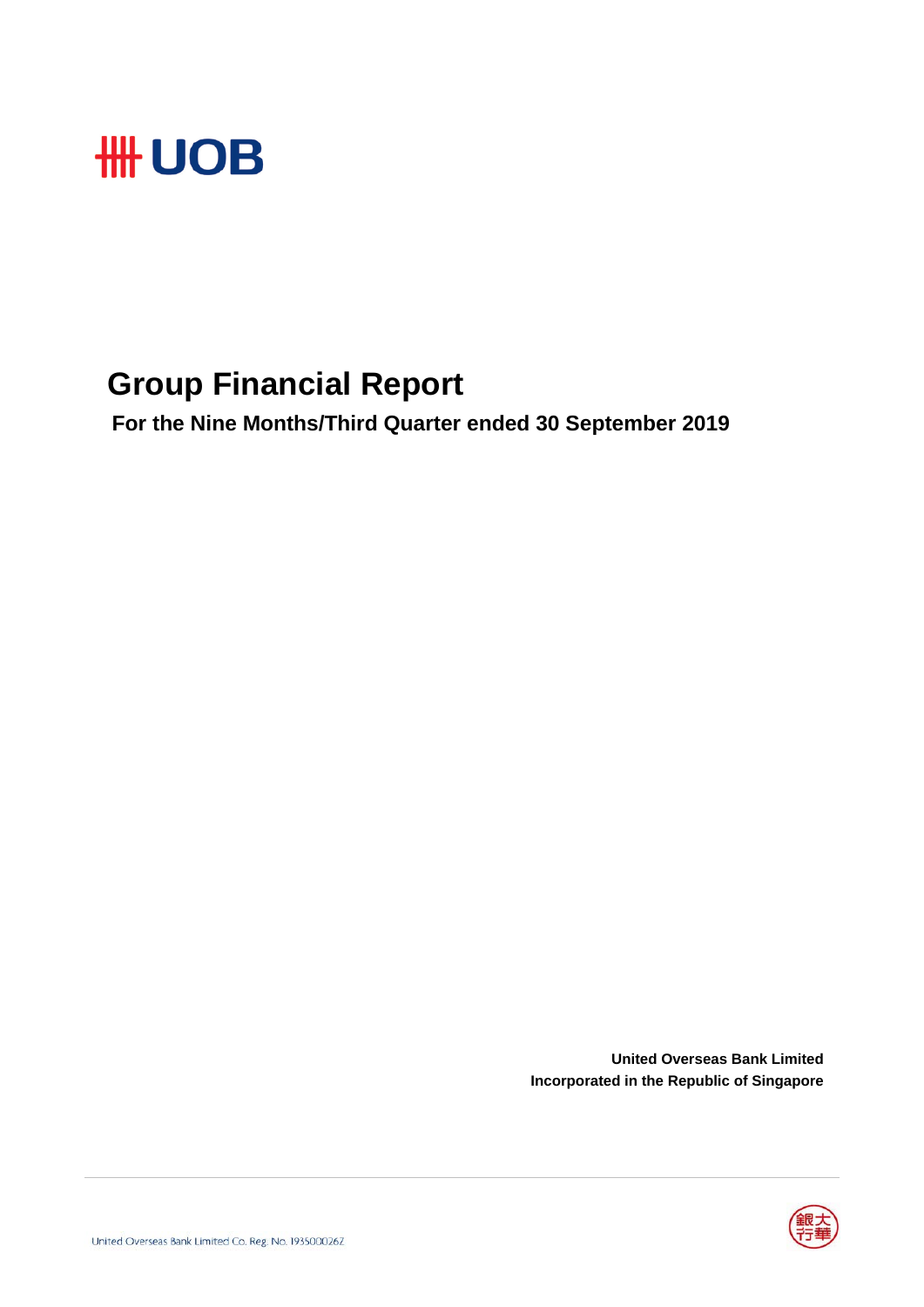# Group Financial Report

**For the Nine Months/Third Quarter ended 30 September 2019**

**United Overseas Bank Limited**
**Incorporated in the Republic of Singapore**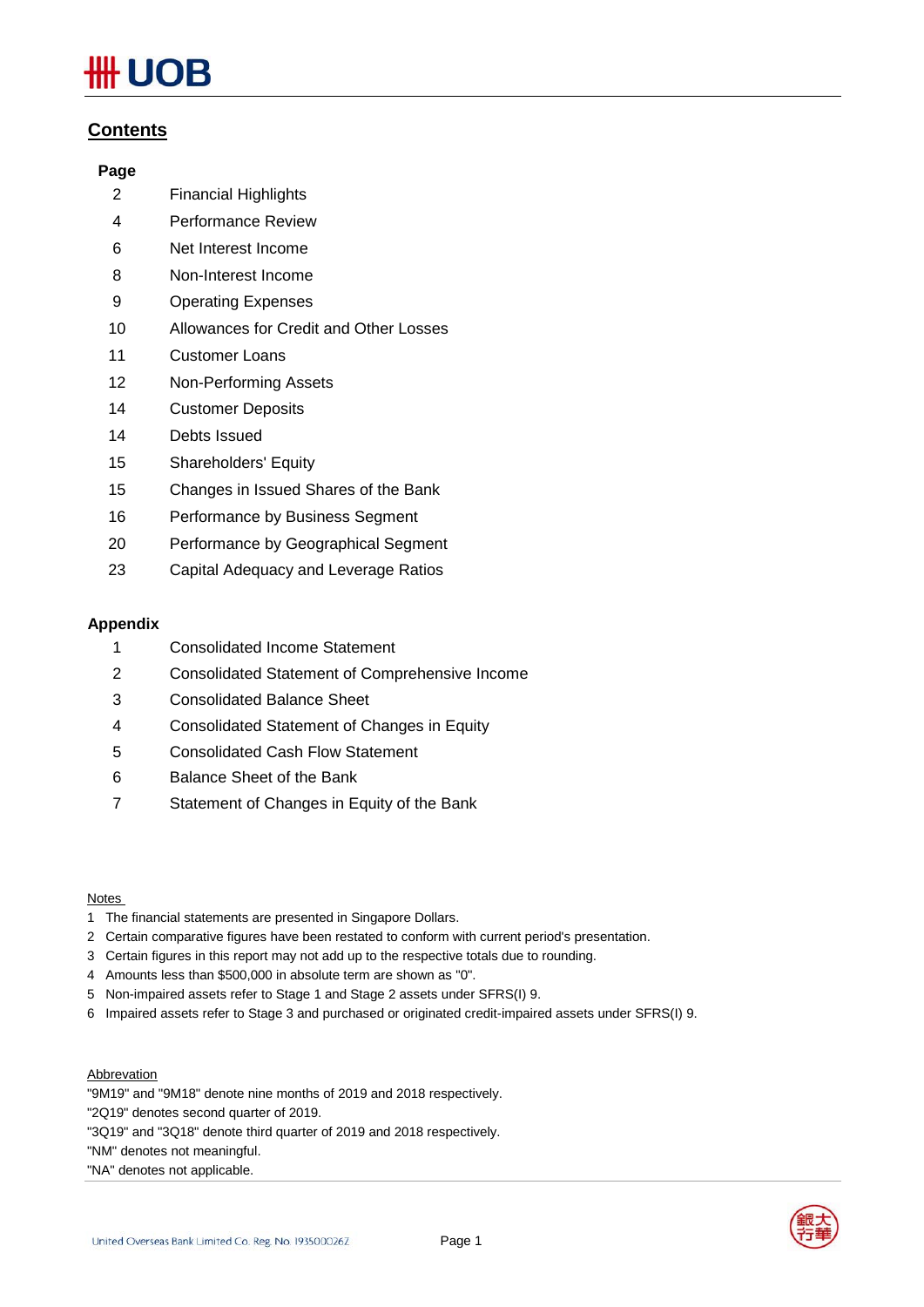## Contents

| Page | |
|---|---|
| 2 | Financial Highlights |
| 4 | Performance Review |
| 6 | Net Interest Income |
| 8 | Non-Interest Income |
| 9 | Operating Expenses |
| 10 | Allowances for Credit and Other Losses |
| 11 | Customer Loans |
| 12 | Non-Performing Assets |
| 14 | Customer Deposits |
| 14 | Debts Issued |
| 15 | Shareholders' Equity |
| 15 | Changes in Issued Shares of the Bank |
| 16 | Performance by Business Segment |
| 20 | Performance by Geographical Segment |
| 23 | Capital Adequacy and Leverage Ratios |

**Appendix**

| | |
|---|---|
| 1 | Consolidated Income Statement |
| 2 | Consolidated Statement of Comprehensive Income |
| 3 | Consolidated Balance Sheet |
| 4 | Consolidated Statement of Changes in Equity |
| 5 | Consolidated Cash Flow Statement |
| 6 | Balance Sheet of the Bank |
| 7 | Statement of Changes in Equity of the Bank |

Notes

1. The financial statements are presented in Singapore Dollars.
2. Certain comparative figures have been restated to conform with current period's presentation.
3. Certain figures in this report may not add up to the respective totals due to rounding.
4. Amounts less than $500,000 in absolute term are shown as "0".
5. Non-impaired assets refer to Stage 1 and Stage 2 assets under SFRS(I) 9.
6. Impaired assets refer to Stage 3 and purchased or originated credit-impaired assets under SFRS(I) 9.

Abbrevation

"9M19" and "9M18" denote nine months of 2019 and 2018 respectively.
"2Q19" denotes second quarter of 2019.
"3Q19" and "3Q18" denote third quarter of 2019 and 2018 respectively.
"NM" denotes not meaningful.
"NA" denotes not applicable.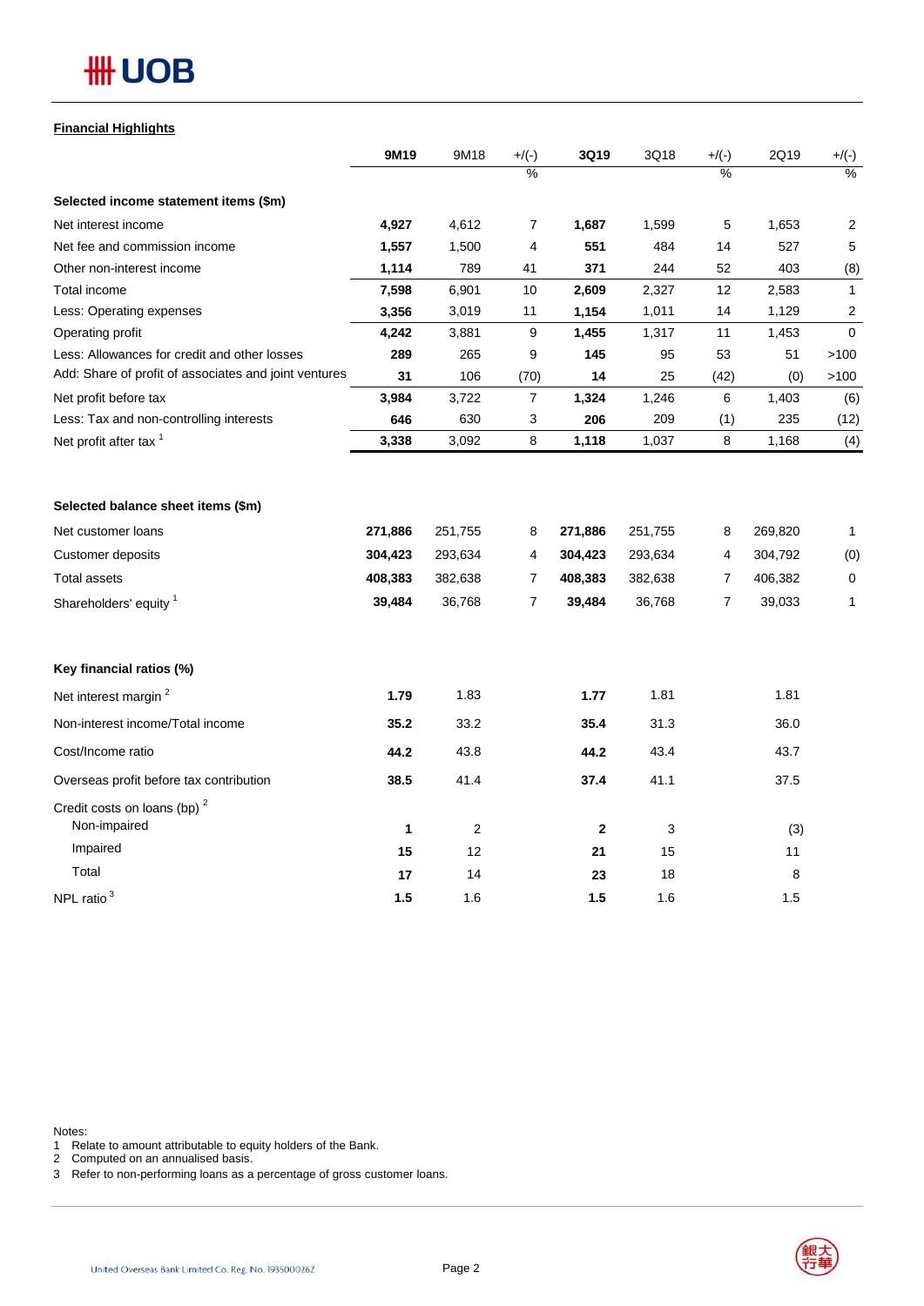**Financial Highlights**

| | 9M19 | 9M18 | +/(-) % | 3Q19 | 3Q18 | +/(-) % | 2Q19 | +/(-) % |
|---|---|---|---|---|---|---|---|---|
| **Selected income statement items ($m)** | | | | | | | | |
| Net interest income | **4,927** | 4,612 | 7 | **1,687** | 1,599 | 5 | 1,653 | 2 |
| Net fee and commission income | **1,557** | 1,500 | 4 | **551** | 484 | 14 | 527 | 5 |
| Other non-interest income | **1,114** | 789 | 41 | **371** | 244 | 52 | 403 | (8) |
| Total income | **7,598** | 6,901 | 10 | **2,609** | 2,327 | 12 | 2,583 | 1 |
| Less: Operating expenses | **3,356** | 3,019 | 11 | **1,154** | 1,011 | 14 | 1,129 | 2 |
| Operating profit | **4,242** | 3,881 | 9 | **1,455** | 1,317 | 11 | 1,453 | 0 |
| Less: Allowances for credit and other losses | **289** | 265 | 9 | **145** | 95 | 53 | 51 | >100 |
| Add: Share of profit of associates and joint ventures | **31** | 106 | (70) | **14** | 25 | (42) | (0) | >100 |
| Net profit before tax | **3,984** | 3,722 | 7 | **1,324** | 1,246 | 6 | 1,403 | (6) |
| Less: Tax and non-controlling interests | **646** | 630 | 3 | **206** | 209 | (1) | 235 | (12) |
| Net profit after tax [1] | **3,338** | 3,092 | 8 | **1,118** | 1,037 | 8 | 1,168 | (4) |
| | | | | | | | | |
| **Selected balance sheet items ($m)** | | | | | | | | |
| Net customer loans | **271,886** | 251,755 | 8 | **271,886** | 251,755 | 8 | 269,820 | 1 |
| Customer deposits | **304,423** | 293,634 | 4 | **304,423** | 293,634 | 4 | 304,792 | (0) |
| Total assets | **408,383** | 382,638 | 7 | **408,383** | 382,638 | 7 | 406,382 | 0 |
| Shareholders' equity [1] | **39,484** | 36,768 | 7 | **39,484** | 36,768 | 7 | 39,033 | 1 |
| | | | | | | | | |
| **Key financial ratios (%)** | | | | | | | | |
| Net interest margin [2] | **1.79** | 1.83 | | **1.77** | 1.81 | | 1.81 | |
| Non-interest income/Total income | **35.2** | 33.2 | | **35.4** | 31.3 | | 36.0 | |
| Cost/Income ratio | **44.2** | 43.8 | | **44.2** | 43.4 | | 43.7 | |
| Overseas profit before tax contribution | **38.5** | 41.4 | | **37.4** | 41.1 | | 37.5 | |
| Credit costs on loans (bp) [2] | | | | | | | | |
| Non-impaired | **1** | 2 | | **2** | 3 | | (3) | |
| Impaired | **15** | 12 | | **21** | 15 | | 11 | |
| Total | **17** | 14 | | **23** | 18 | | 8 | |
| NPL ratio [3] | **1.5** | 1.6 | | **1.5** | 1.6 | | 1.5 | |

Notes:
1 Relate to amount attributable to equity holders of the Bank.
2 Computed on an annualised basis.
3 Refer to non-performing loans as a percentage of gross customer loans.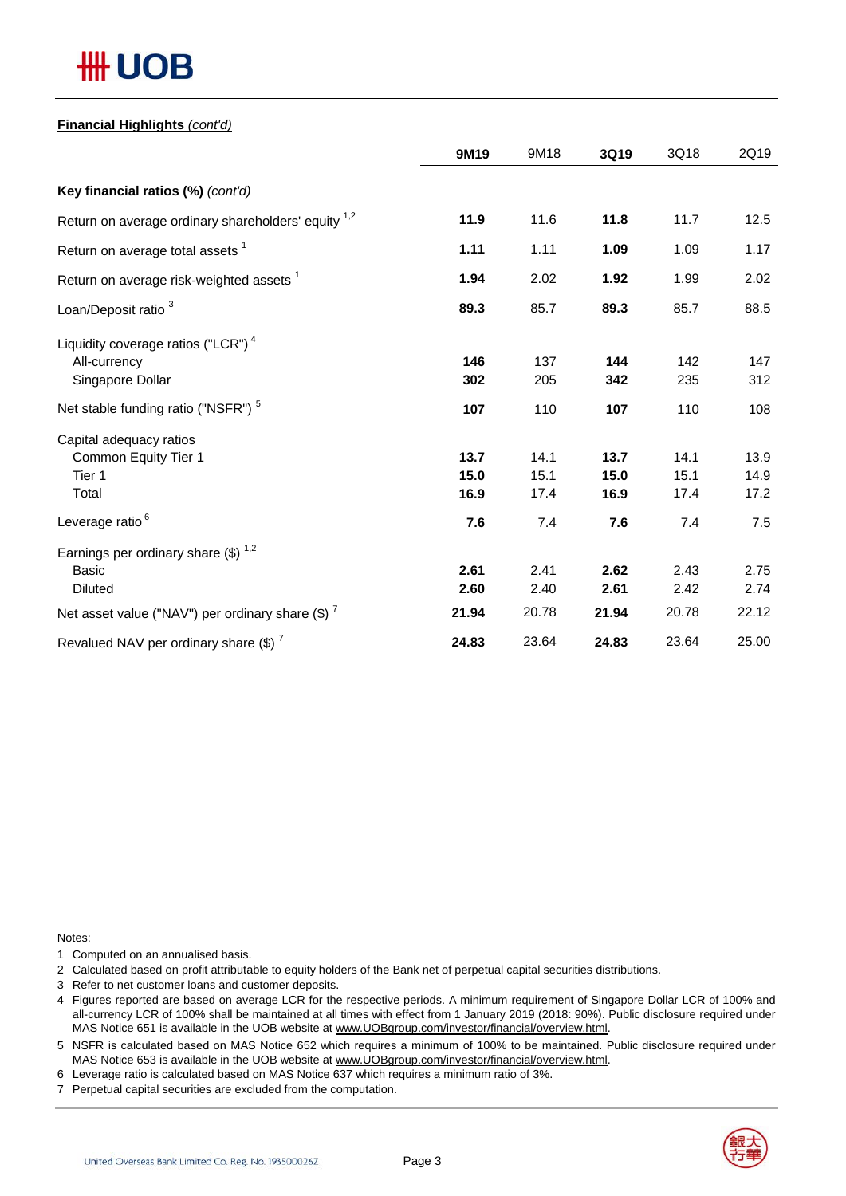**Financial Highlights** *(cont'd)*

| | **9M19** | 9M18 | **3Q19** | 3Q18 | 2Q19 |
|---|---|---|---|---|---|
| **Key financial ratios (%)** *(cont'd)* | | | | | |
| Return on average ordinary shareholders' equity [1,2] | **11.9** | 11.6 | **11.8** | 11.7 | 12.5 |
| Return on average total assets [1] | **1.11** | 1.11 | **1.09** | 1.09 | 1.17 |
| Return on average risk-weighted assets [1] | **1.94** | 2.02 | **1.92** | 1.99 | 2.02 |
| Loan/Deposit ratio [3] | **89.3** | 85.7 | **89.3** | 85.7 | 88.5 |
| Liquidity coverage ratios ("LCR") [4] | | | | | |
| All-currency | **146** | 137 | **144** | 142 | 147 |
| Singapore Dollar | **302** | 205 | **342** | 235 | 312 |
| Net stable funding ratio ("NSFR") [5] | **107** | 110 | **107** | 110 | 108 |
| Capital adequacy ratios | | | | | |
| Common Equity Tier 1 | **13.7** | 14.1 | **13.7** | 14.1 | 13.9 |
| Tier 1 | **15.0** | 15.1 | **15.0** | 15.1 | 14.9 |
| Total | **16.9** | 17.4 | **16.9** | 17.4 | 17.2 |
| Leverage ratio [6] | **7.6** | 7.4 | **7.6** | 7.4 | 7.5 |
| Earnings per ordinary share ($) [1,2] | | | | | |
| Basic | **2.61** | 2.41 | **2.62** | 2.43 | 2.75 |
| Diluted | **2.60** | 2.40 | **2.61** | 2.42 | 2.74 |
| Net asset value ("NAV") per ordinary share ($) [7] | **21.94** | 20.78 | **21.94** | 20.78 | 22.12 |
| Revalued NAV per ordinary share ($) [7] | **24.83** | 23.64 | **24.83** | 23.64 | 25.00 |

Notes:

1. Computed on an annualised basis.
2. Calculated based on profit attributable to equity holders of the Bank net of perpetual capital securities distributions.
3. Refer to net customer loans and customer deposits.
4. Figures reported are based on average LCR for the respective periods. A minimum requirement of Singapore Dollar LCR of 100% and all-currency LCR of 100% shall be maintained at all times with effect from 1 January 2019 (2018: 90%). Public disclosure required under MAS Notice 651 is available in the UOB website at www.UOBgroup.com/investor/financial/overview.html.
5. NSFR is calculated based on MAS Notice 652 which requires a minimum of 100% to be maintained. Public disclosure required under MAS Notice 653 is available in the UOB website at www.UOBgroup.com/investor/financial/overview.html.
6. Leverage ratio is calculated based on MAS Notice 637 which requires a minimum ratio of 3%.
7. Perpetual capital securities are excluded from the computation.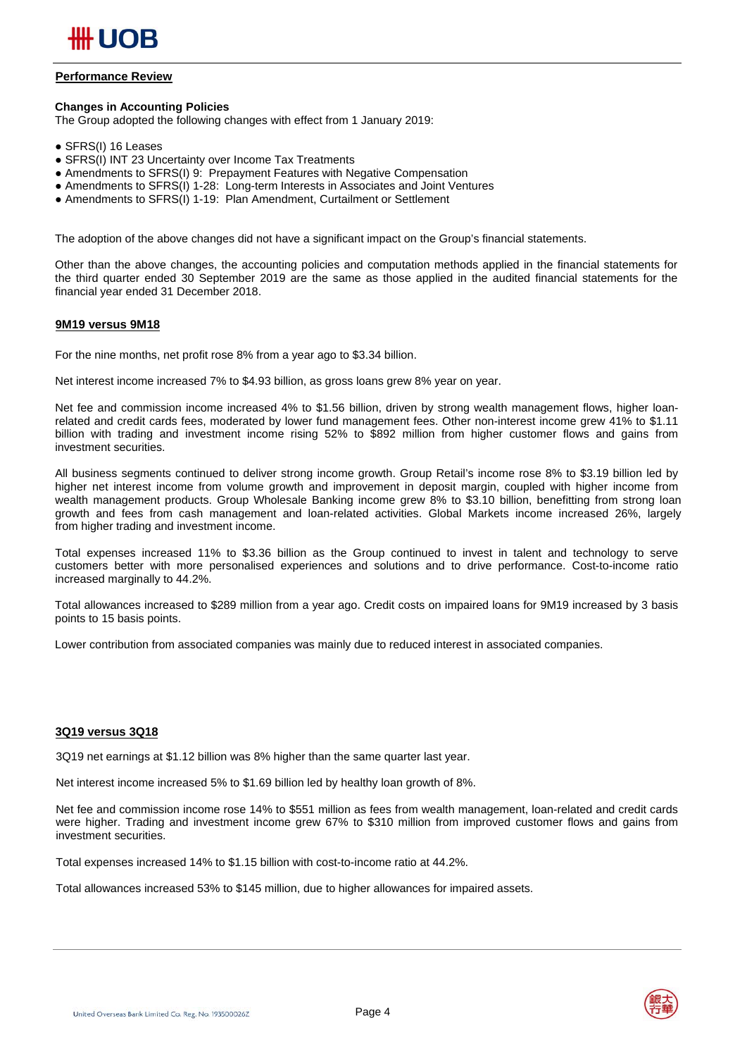## Performance Review

### Changes in Accounting Policies

The Group adopted the following changes with effect from 1 January 2019:

- SFRS(I) 16 Leases
- SFRS(I) INT 23 Uncertainty over Income Tax Treatments
- Amendments to SFRS(I) 9: Prepayment Features with Negative Compensation
- Amendments to SFRS(I) 1-28: Long-term Interests in Associates and Joint Ventures
- Amendments to SFRS(I) 1-19: Plan Amendment, Curtailment or Settlement

The adoption of the above changes did not have a significant impact on the Group's financial statements.

Other than the above changes, the accounting policies and computation methods applied in the financial statements for the third quarter ended 30 September 2019 are the same as those applied in the audited financial statements for the financial year ended 31 December 2018.

### 9M19 versus 9M18

For the nine months, net profit rose 8% from a year ago to $3.34 billion.

Net interest income increased 7% to $4.93 billion, as gross loans grew 8% year on year.

Net fee and commission income increased 4% to $1.56 billion, driven by strong wealth management flows, higher loan-related and credit cards fees, moderated by lower fund management fees. Other non-interest income grew 41% to $1.11 billion with trading and investment income rising 52% to $892 million from higher customer flows and gains from investment securities.

All business segments continued to deliver strong income growth. Group Retail's income rose 8% to $3.19 billion led by higher net interest income from volume growth and improvement in deposit margin, coupled with higher income from wealth management products. Group Wholesale Banking income grew 8% to $3.10 billion, benefitting from strong loan growth and fees from cash management and loan-related activities. Global Markets income increased 26%, largely from higher trading and investment income.

Total expenses increased 11% to $3.36 billion as the Group continued to invest in talent and technology to serve customers better with more personalised experiences and solutions and to drive performance. Cost-to-income ratio increased marginally to 44.2%.

Total allowances increased to $289 million from a year ago. Credit costs on impaired loans for 9M19 increased by 3 basis points to 15 basis points.

Lower contribution from associated companies was mainly due to reduced interest in associated companies.

### 3Q19 versus 3Q18

3Q19 net earnings at $1.12 billion was 8% higher than the same quarter last year.

Net interest income increased 5% to $1.69 billion led by healthy loan growth of 8%.

Net fee and commission income rose 14% to $551 million as fees from wealth management, loan-related and credit cards were higher. Trading and investment income grew 67% to $310 million from improved customer flows and gains from investment securities.

Total expenses increased 14% to $1.15 billion with cost-to-income ratio at 44.2%.

Total allowances increased 53% to $145 million, due to higher allowances for impaired assets.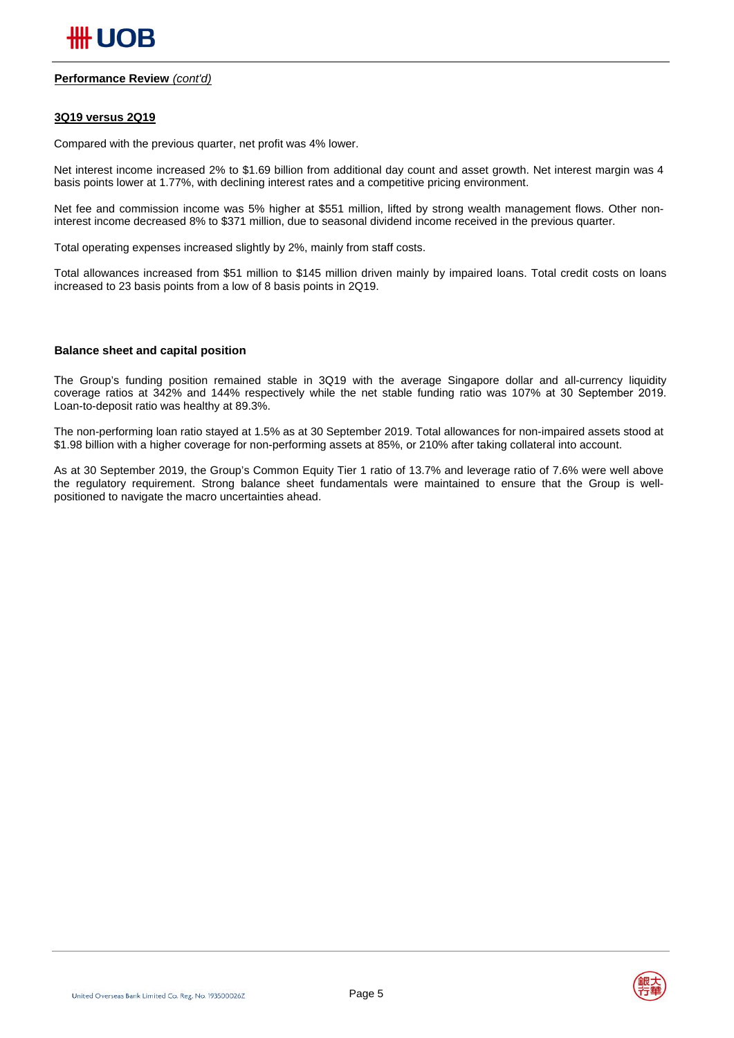**Performance Review** *(cont'd)*

**3Q19 versus 2Q19**

Compared with the previous quarter, net profit was 4% lower.

Net interest income increased 2% to $1.69 billion from additional day count and asset growth. Net interest margin was 4 basis points lower at 1.77%, with declining interest rates and a competitive pricing environment.

Net fee and commission income was 5% higher at $551 million, lifted by strong wealth management flows. Other non-interest income decreased 8% to $371 million, due to seasonal dividend income received in the previous quarter.

Total operating expenses increased slightly by 2%, mainly from staff costs.

Total allowances increased from $51 million to $145 million driven mainly by impaired loans. Total credit costs on loans increased to 23 basis points from a low of 8 basis points in 2Q19.

**Balance sheet and capital position**

The Group's funding position remained stable in 3Q19 with the average Singapore dollar and all-currency liquidity coverage ratios at 342% and 144% respectively while the net stable funding ratio was 107% at 30 September 2019. Loan-to-deposit ratio was healthy at 89.3%.

The non-performing loan ratio stayed at 1.5% as at 30 September 2019. Total allowances for non-impaired assets stood at $1.98 billion with a higher coverage for non-performing assets at 85%, or 210% after taking collateral into account.

As at 30 September 2019, the Group's Common Equity Tier 1 ratio of 13.7% and leverage ratio of 7.6% were well above the regulatory requirement. Strong balance sheet fundamentals were maintained to ensure that the Group is well-positioned to navigate the macro uncertainties ahead.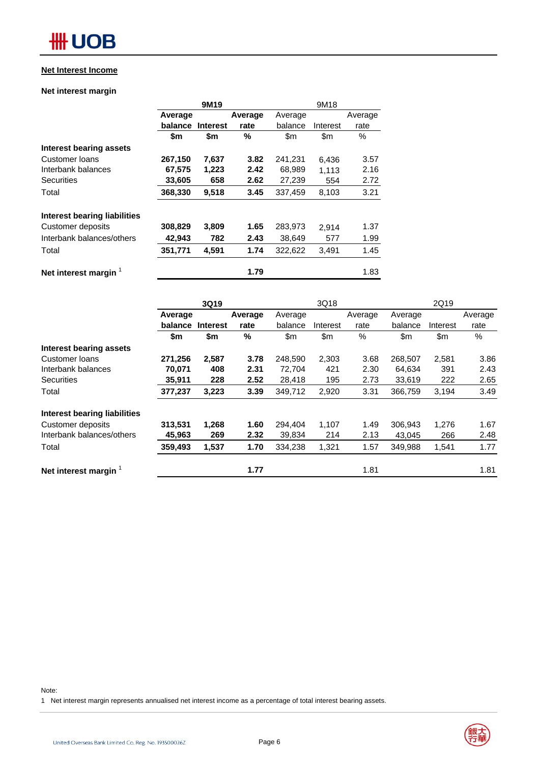## Net Interest Income

### Net interest margin

| | 9M19 | | | 9M18 | | |
|---|---|---|---|---|---|---|
| | **Average balance** | **Interest** | **Average rate** | Average balance | Interest | Average rate |
| | **$m** | **$m** | **%** | $m | $m | % |
| **Interest bearing assets** | | | | | | |
| Customer loans | **267,150** | **7,637** | **3.82** | 241,231 | 6,436 | 3.57 |
| Interbank balances | **67,575** | **1,223** | **2.42** | 68,989 | 1,113 | 2.16 |
| Securities | **33,605** | **658** | **2.62** | 27,239 | 554 | 2.72 |
| Total | **368,330** | **9,518** | **3.45** | 337,459 | 8,103 | 3.21 |
| **Interest bearing liabilities** | | | | | | |
| Customer deposits | **308,829** | **3,809** | **1.65** | 283,973 | 2,914 | 1.37 |
| Interbank balances/others | **42,943** | **782** | **2.43** | 38,649 | 577 | 1.99 |
| Total | **351,771** | **4,591** | **1.74** | 322,622 | 3,491 | 1.45 |
| **Net interest margin** [1] | | | **1.79** | | | 1.83 |

| | 3Q19 | | | 3Q18 | | | 2Q19 | | |
|---|---|---|---|---|---|---|---|---|---|
| | **Average balance** | **Interest** | **Average rate** | Average balance | Interest | Average rate | Average balance | Interest | Average rate |
| | **$m** | **$m** | **%** | $m | $m | % | $m | $m | % |
| **Interest bearing assets** | | | | | | | | | |
| Customer loans | **271,256** | **2,587** | **3.78** | 248,590 | 2,303 | 3.68 | 268,507 | 2,581 | 3.86 |
| Interbank balances | **70,071** | **408** | **2.31** | 72,704 | 421 | 2.30 | 64,634 | 391 | 2.43 |
| Securities | **35,911** | **228** | **2.52** | 28,418 | 195 | 2.73 | 33,619 | 222 | 2.65 |
| Total | **377,237** | **3,223** | **3.39** | 349,712 | 2,920 | 3.31 | 366,759 | 3,194 | 3.49 |
| **Interest bearing liabilities** | | | | | | | | | |
| Customer deposits | **313,531** | **1,268** | **1.60** | 294,404 | 1,107 | 1.49 | 306,943 | 1,276 | 1.67 |
| Interbank balances/others | **45,963** | **269** | **2.32** | 39,834 | 214 | 2.13 | 43,045 | 266 | 2.48 |
| Total | **359,493** | **1,537** | **1.70** | 334,238 | 1,321 | 1.57 | 349,988 | 1,541 | 1.77 |
| **Net interest margin** [1] | | | **1.77** | | | 1.81 | | | 1.81 |

Note:

1 Net interest margin represents annualised net interest income as a percentage of total interest bearing assets.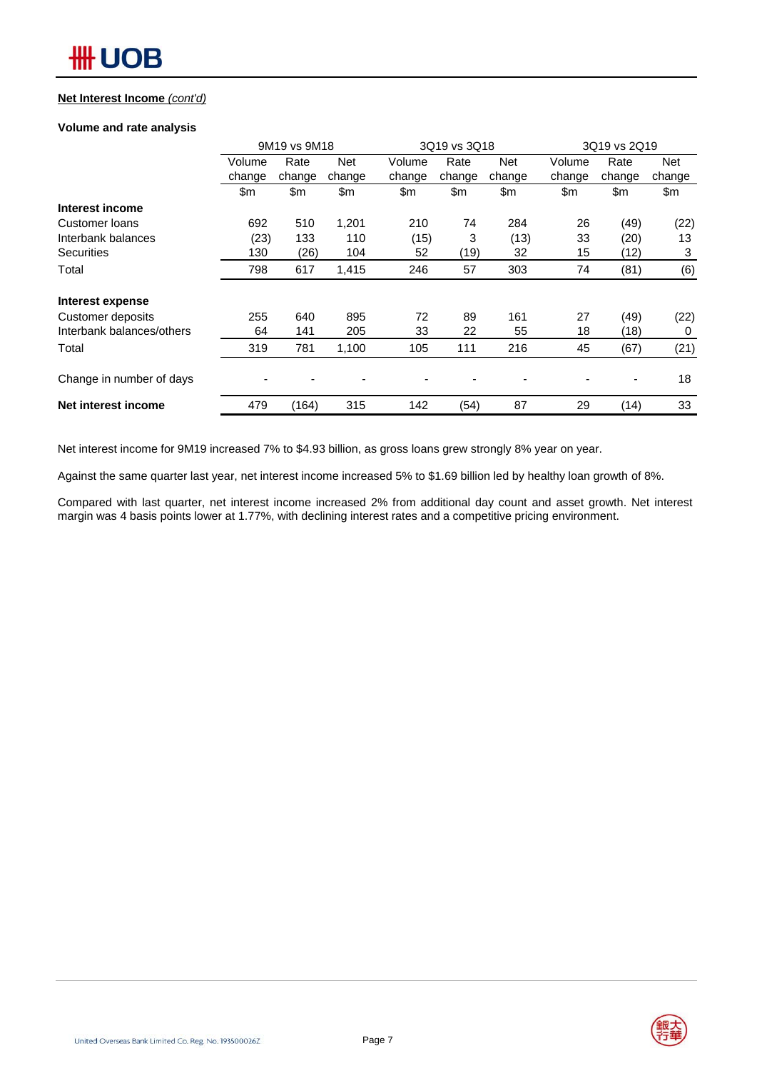**Net Interest Income** *(cont'd)*

**Volume and rate analysis**

| | 9M19 vs 9M18 | | | 3Q19 vs 3Q18 | | | 3Q19 vs 2Q19 | | |
|---|---|---|---|---|---|---|---|---|---|
| | Volume change | Rate change | Net change | Volume change | Rate change | Net change | Volume change | Rate change | Net change |
| | $m | $m | $m | $m | $m | $m | $m | $m | $m |
| **Interest income** | | | | | | | | | |
| Customer loans | 692 | 510 | 1,201 | 210 | 74 | 284 | 26 | (49) | (22) |
| Interbank balances | (23) | 133 | 110 | (15) | 3 | (13) | 33 | (20) | 13 |
| Securities | 130 | (26) | 104 | 52 | (19) | 32 | 15 | (12) | 3 |
| Total | 798 | 617 | 1,415 | 246 | 57 | 303 | 74 | (81) | (6) |
| **Interest expense** | | | | | | | | | |
| Customer deposits | 255 | 640 | 895 | 72 | 89 | 161 | 27 | (49) | (22) |
| Interbank balances/others | 64 | 141 | 205 | 33 | 22 | 55 | 18 | (18) | 0 |
| Total | 319 | 781 | 1,100 | 105 | 111 | 216 | 45 | (67) | (21) |
| Change in number of days | - | - | - | - | - | - | - | - | 18 |
| **Net interest income** | 479 | (164) | 315 | 142 | (54) | 87 | 29 | (14) | 33 |

Net interest income for 9M19 increased 7% to $4.93 billion, as gross loans grew strongly 8% year on year.

Against the same quarter last year, net interest income increased 5% to $1.69 billion led by healthy loan growth of 8%.

Compared with last quarter, net interest income increased 2% from additional day count and asset growth. Net interest margin was 4 basis points lower at 1.77%, with declining interest rates and a competitive pricing environment.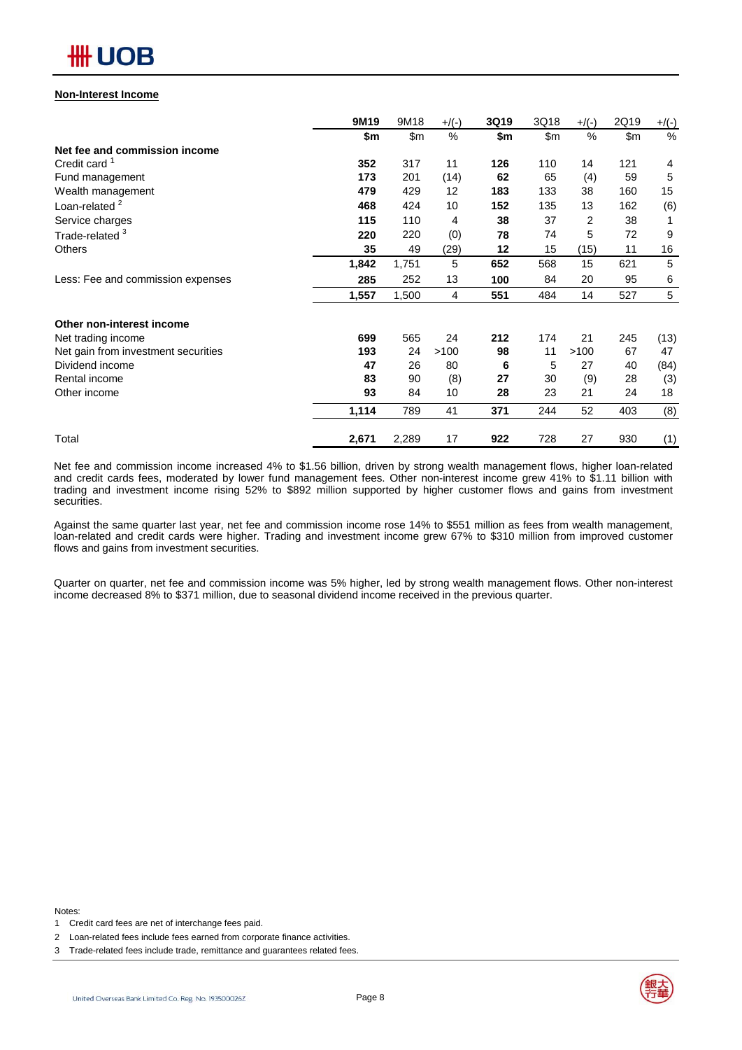## Non-Interest Income

| | 9M19 | 9M18 | +/(-) | 3Q19 | 3Q18 | +/(-) | 2Q19 | +/(-) |
|---|---|---|---|---|---|---|---|---|
| | **$m** | $m | % | **$m** | $m | % | $m | % |
| **Net fee and commission income** | | | | | | | | |
| Credit card [1] | **352** | 317 | 11 | **126** | 110 | 14 | 121 | 4 |
| Fund management | **173** | 201 | (14) | **62** | 65 | (4) | 59 | 5 |
| Wealth management | **479** | 429 | 12 | **183** | 133 | 38 | 160 | 15 |
| Loan-related [2] | **468** | 424 | 10 | **152** | 135 | 13 | 162 | (6) |
| Service charges | **115** | 110 | 4 | **38** | 37 | 2 | 38 | 1 |
| Trade-related [3] | **220** | 220 | (0) | **78** | 74 | 5 | 72 | 9 |
| Others | **35** | 49 | (29) | **12** | 15 | (15) | 11 | 16 |
| | **1,842** | 1,751 | 5 | **652** | 568 | 15 | 621 | 5 |
| Less: Fee and commission expenses | **285** | 252 | 13 | **100** | 84 | 20 | 95 | 6 |
| | **1,557** | 1,500 | 4 | **551** | 484 | 14 | 527 | 5 |
| **Other non-interest income** | | | | | | | | |
| Net trading income | **699** | 565 | 24 | **212** | 174 | 21 | 245 | (13) |
| Net gain from investment securities | **193** | 24 | >100 | **98** | 11 | >100 | 67 | 47 |
| Dividend income | **47** | 26 | 80 | **6** | 5 | 27 | 40 | (84) |
| Rental income | **83** | 90 | (8) | **27** | 30 | (9) | 28 | (3) |
| Other income | **93** | 84 | 10 | **28** | 23 | 21 | 24 | 18 |
| | **1,114** | 789 | 41 | **371** | 244 | 52 | 403 | (8) |
| Total | **2,671** | 2,289 | 17 | **922** | 728 | 27 | 930 | (1) |

Net fee and commission income increased 4% to $1.56 billion, driven by strong wealth management flows, higher loan-related and credit cards fees, moderated by lower fund management fees. Other non-interest income grew 41% to $1.11 billion with trading and investment income rising 52% to $892 million supported by higher customer flows and gains from investment securities.

Against the same quarter last year, net fee and commission income rose 14% to $551 million as fees from wealth management, loan-related and credit cards were higher. Trading and investment income grew 67% to $310 million from improved customer flows and gains from investment securities.

Quarter on quarter, net fee and commission income was 5% higher, led by strong wealth management flows. Other non-interest income decreased 8% to $371 million, due to seasonal dividend income received in the previous quarter.

Notes:

1 Credit card fees are net of interchange fees paid.

2 Loan-related fees include fees earned from corporate finance activities.

3 Trade-related fees include trade, remittance and guarantees related fees.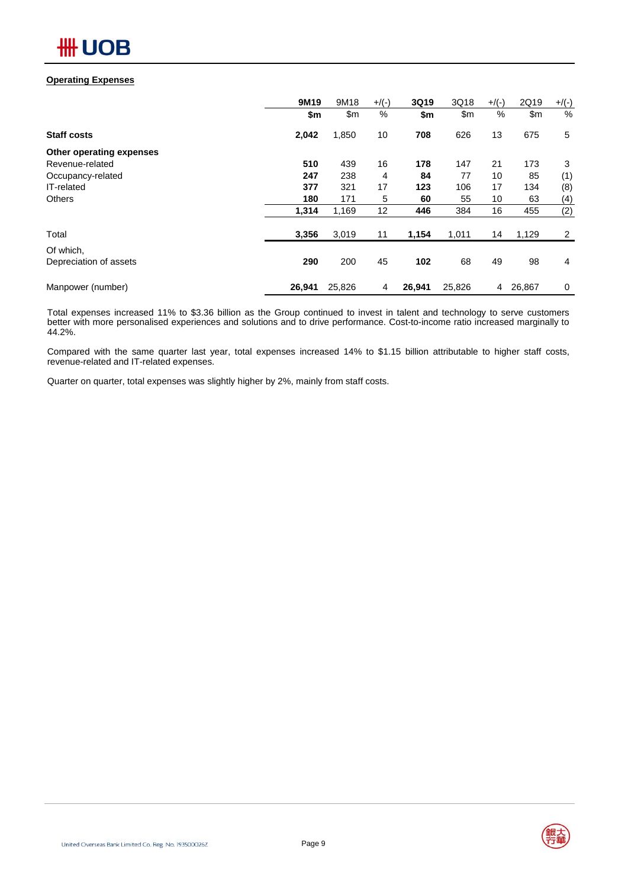**Operating Expenses**

| | 9M19 | 9M18 | +/(-) | 3Q19 | 3Q18 | +/(-) | 2Q19 | +/(-) |
|---|---|---|---|---|---|---|---|---|
| | $m | $m | % | $m | $m | % | $m | % |
| **Staff costs** | **2,042** | 1,850 | 10 | **708** | 626 | 13 | 675 | 5 |
| **Other operating expenses** | | | | | | | | |
| Revenue-related | **510** | 439 | 16 | **178** | 147 | 21 | 173 | 3 |
| Occupancy-related | **247** | 238 | 4 | **84** | 77 | 10 | 85 | (1) |
| IT-related | **377** | 321 | 17 | **123** | 106 | 17 | 134 | (8) |
| Others | **180** | 171 | 5 | **60** | 55 | 10 | 63 | (4) |
| | **1,314** | 1,169 | 12 | **446** | 384 | 16 | 455 | (2) |
| Total | **3,356** | 3,019 | 11 | **1,154** | 1,011 | 14 | 1,129 | 2 |
| Of which, Depreciation of assets | **290** | 200 | 45 | **102** | 68 | 49 | 98 | 4 |
| Manpower (number) | **26,941** | 25,826 | 4 | **26,941** | 25,826 | 4 | 26,867 | 0 |

Total expenses increased 11% to $3.36 billion as the Group continued to invest in talent and technology to serve customers better with more personalised experiences and solutions and to drive performance. Cost-to-income ratio increased marginally to 44.2%.

Compared with the same quarter last year, total expenses increased 14% to $1.15 billion attributable to higher staff costs, revenue-related and IT-related expenses.

Quarter on quarter, total expenses was slightly higher by 2%, mainly from staff costs.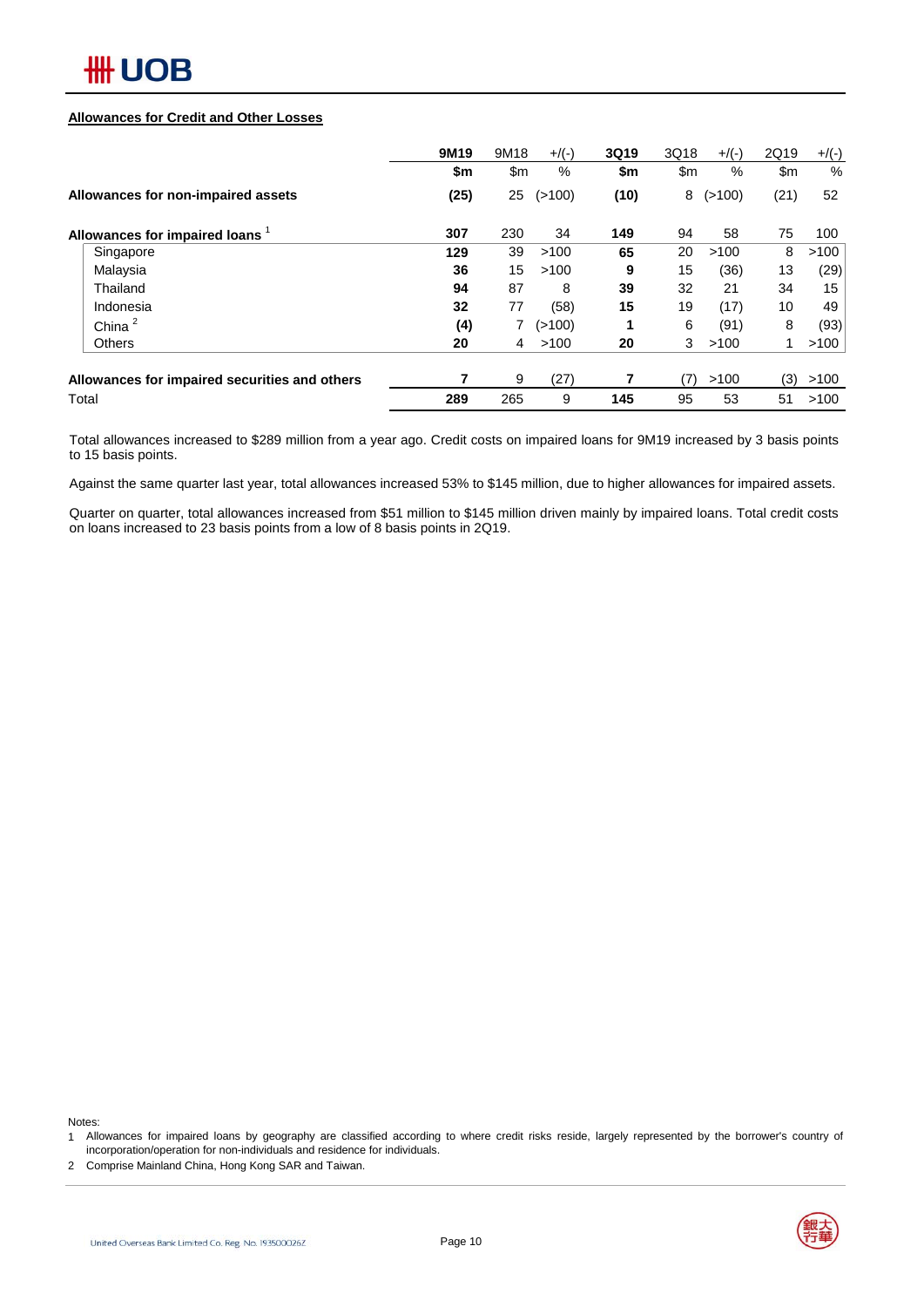**Allowances for Credit and Other Losses**

| | 9M19 | 9M18 | +/(-) | 3Q19 | 3Q18 | +/(-) | 2Q19 | +/(-) |
|---|---|---|---|---|---|---|---|---|
| | $m | $m | % | $m | $m | % | $m | % |
| **Allowances for non-impaired assets** | **(25)** | 25 | (>100) | **(10)** | 8 | (>100) | (21) | 52 |
| **Allowances for impaired loans** [1] | **307** | 230 | 34 | **149** | 94 | 58 | 75 | 100 |
| Singapore | **129** | 39 | >100 | **65** | 20 | >100 | 8 | >100 |
| Malaysia | **36** | 15 | >100 | **9** | 15 | (36) | 13 | (29) |
| Thailand | **94** | 87 | 8 | **39** | 32 | 21 | 34 | 15 |
| Indonesia | **32** | 77 | (58) | **15** | 19 | (17) | 10 | 49 |
| China [2] | **(4)** | 7 | (>100) | **1** | 6 | (91) | 8 | (93) |
| Others | **20** | 4 | >100 | **20** | 3 | >100 | 1 | >100 |
| **Allowances for impaired securities and others** | **7** | 9 | (27) | **7** | (7) | >100 | (3) | >100 |
| Total | **289** | 265 | 9 | **145** | 95 | 53 | 51 | >100 |

Total allowances increased to $289 million from a year ago. Credit costs on impaired loans for 9M19 increased by 3 basis points to 15 basis points.

Against the same quarter last year, total allowances increased 53% to $145 million, due to higher allowances for impaired assets.

Quarter on quarter, total allowances increased from $51 million to $145 million driven mainly by impaired loans. Total credit costs on loans increased to 23 basis points from a low of 8 basis points in 2Q19.

Notes:

1 Allowances for impaired loans by geography are classified according to where credit risks reside, largely represented by the borrower's country of incorporation/operation for non-individuals and residence for individuals.

2 Comprise Mainland China, Hong Kong SAR and Taiwan.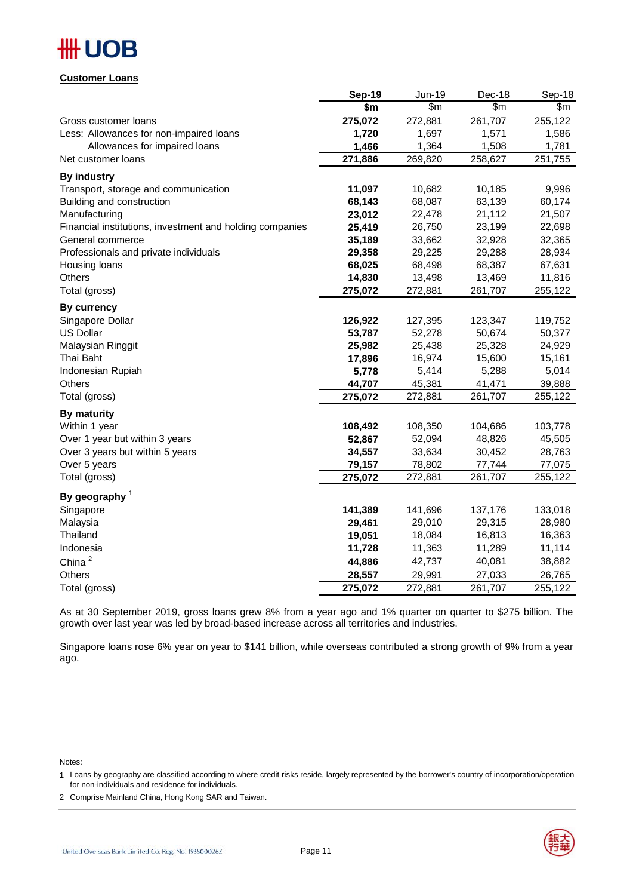**Customer Loans**

| | Sep-19 | Jun-19 | Dec-18 | Sep-18 |
|---|---|---|---|---|
| | **$m** | $m | $m | $m |
| Gross customer loans | **275,072** | 272,881 | 261,707 | 255,122 |
| Less: Allowances for non-impaired loans | **1,720** | 1,697 | 1,571 | 1,586 |
| Allowances for impaired loans | **1,466** | 1,364 | 1,508 | 1,781 |
| Net customer loans | **271,886** | 269,820 | 258,627 | 251,755 |
| **By industry** | | | | |
| Transport, storage and communication | **11,097** | 10,682 | 10,185 | 9,996 |
| Building and construction | **68,143** | 68,087 | 63,139 | 60,174 |
| Manufacturing | **23,012** | 22,478 | 21,112 | 21,507 |
| Financial institutions, investment and holding companies | **25,419** | 26,750 | 23,199 | 22,698 |
| General commerce | **35,189** | 33,662 | 32,928 | 32,365 |
| Professionals and private individuals | **29,358** | 29,225 | 29,288 | 28,934 |
| Housing loans | **68,025** | 68,498 | 68,387 | 67,631 |
| Others | **14,830** | 13,498 | 13,469 | 11,816 |
| Total (gross) | **275,072** | 272,881 | 261,707 | 255,122 |
| **By currency** | | | | |
| Singapore Dollar | **126,922** | 127,395 | 123,347 | 119,752 |
| US Dollar | **53,787** | 52,278 | 50,674 | 50,377 |
| Malaysian Ringgit | **25,982** | 25,438 | 25,328 | 24,929 |
| Thai Baht | **17,896** | 16,974 | 15,600 | 15,161 |
| Indonesian Rupiah | **5,778** | 5,414 | 5,288 | 5,014 |
| Others | **44,707** | 45,381 | 41,471 | 39,888 |
| Total (gross) | **275,072** | 272,881 | 261,707 | 255,122 |
| **By maturity** | | | | |
| Within 1 year | **108,492** | 108,350 | 104,686 | 103,778 |
| Over 1 year but within 3 years | **52,867** | 52,094 | 48,826 | 45,505 |
| Over 3 years but within 5 years | **34,557** | 33,634 | 30,452 | 28,763 |
| Over 5 years | **79,157** | 78,802 | 77,744 | 77,075 |
| Total (gross) | **275,072** | 272,881 | 261,707 | 255,122 |
| **By geography** [1] | | | | |
| Singapore | **141,389** | 141,696 | 137,176 | 133,018 |
| Malaysia | **29,461** | 29,010 | 29,315 | 28,980 |
| Thailand | **19,051** | 18,084 | 16,813 | 16,363 |
| Indonesia | **11,728** | 11,363 | 11,289 | 11,114 |
| China [2] | **44,886** | 42,737 | 40,081 | 38,882 |
| Others | **28,557** | 29,991 | 27,033 | 26,765 |
| Total (gross) | **275,072** | 272,881 | 261,707 | 255,122 |

As at 30 September 2019, gross loans grew 8% from a year ago and 1% quarter on quarter to $275 billion. The growth over last year was led by broad-based increase across all territories and industries.

Singapore loans rose 6% year on year to $141 billion, while overseas contributed a strong growth of 9% from a year ago.

Notes:

1 Loans by geography are classified according to where credit risks reside, largely represented by the borrower's country of incorporation/operation for non-individuals and residence for individuals.

2 Comprise Mainland China, Hong Kong SAR and Taiwan.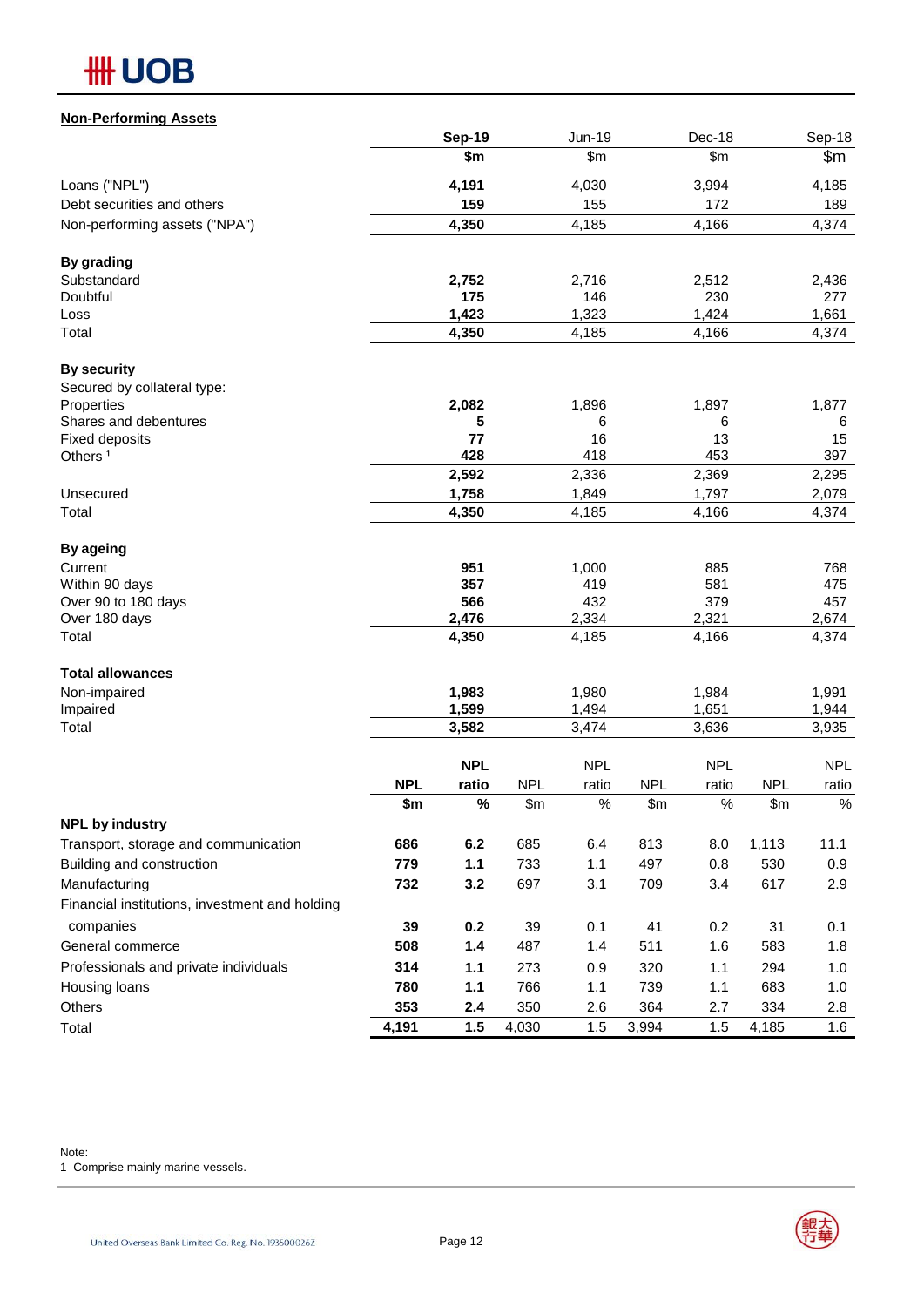## Non-Performing Assets

| | Sep-19 | Jun-19 | Dec-18 | Sep-18 |
|---|---|---|---|---|
| | $m | $m | $m | $m |
| Loans ("NPL") | **4,191** | 4,030 | 3,994 | 4,185 |
| Debt securities and others | **159** | 155 | 172 | 189 |
| Non-performing assets ("NPA") | **4,350** | 4,185 | 4,166 | 4,374 |
| **By grading** | | | | |
| Substandard | **2,752** | 2,716 | 2,512 | 2,436 |
| Doubtful | **175** | 146 | 230 | 277 |
| Loss | **1,423** | 1,323 | 1,424 | 1,661 |
| Total | **4,350** | 4,185 | 4,166 | 4,374 |
| **By security** | | | | |
| Secured by collateral type: | | | | |
| Properties | **2,082** | 1,896 | 1,897 | 1,877 |
| Shares and debentures | **5** | 6 | 6 | 6 |
| Fixed deposits | **77** | 16 | 13 | 15 |
| Others [1] | **428** | 418 | 453 | 397 |
| | **2,592** | 2,336 | 2,369 | 2,295 |
| Unsecured | **1,758** | 1,849 | 1,797 | 2,079 |
| Total | **4,350** | 4,185 | 4,166 | 4,374 |
| **By ageing** | | | | |
| Current | **951** | 1,000 | 885 | 768 |
| Within 90 days | **357** | 419 | 581 | 475 |
| Over 90 to 180 days | **566** | 432 | 379 | 457 |
| Over 180 days | **2,476** | 2,334 | 2,321 | 2,674 |
| Total | **4,350** | 4,185 | 4,166 | 4,374 |
| **Total allowances** | | | | |
| Non-impaired | **1,983** | 1,980 | 1,984 | 1,991 |
| Impaired | **1,599** | 1,494 | 1,651 | 1,944 |
| Total | **3,582** | 3,474 | 3,636 | 3,935 |

| | Sep-19 | | Jun-19 | | Dec-18 | | Sep-18 | |
|---|---|---|---|---|---|---|---|---|
| | **NPL** | **NPL ratio** | NPL | NPL ratio | NPL | NPL ratio | NPL | NPL ratio |
| | **$m** | **%** | $m | % | $m | % | $m | % |
| **NPL by industry** | | | | | | | | |
| Transport, storage and communication | **686** | **6.2** | 685 | 6.4 | 813 | 8.0 | 1,113 | 11.1 |
| Building and construction | **779** | **1.1** | 733 | 1.1 | 497 | 0.8 | 530 | 0.9 |
| Manufacturing | **732** | **3.2** | 697 | 3.1 | 709 | 3.4 | 617 | 2.9 |
| Financial institutions, investment and holding companies | **39** | **0.2** | 39 | 0.1 | 41 | 0.2 | 31 | 0.1 |
| General commerce | **508** | **1.4** | 487 | 1.4 | 511 | 1.6 | 583 | 1.8 |
| Professionals and private individuals | **314** | **1.1** | 273 | 0.9 | 320 | 1.1 | 294 | 1.0 |
| Housing loans | **780** | **1.1** | 766 | 1.1 | 739 | 1.1 | 683 | 1.0 |
| Others | **353** | **2.4** | 350 | 2.6 | 364 | 2.7 | 334 | 2.8 |
| Total | **4,191** | **1.5** | 4,030 | 1.5 | 3,994 | 1.5 | 4,185 | 1.6 |

Note:
1 Comprise mainly marine vessels.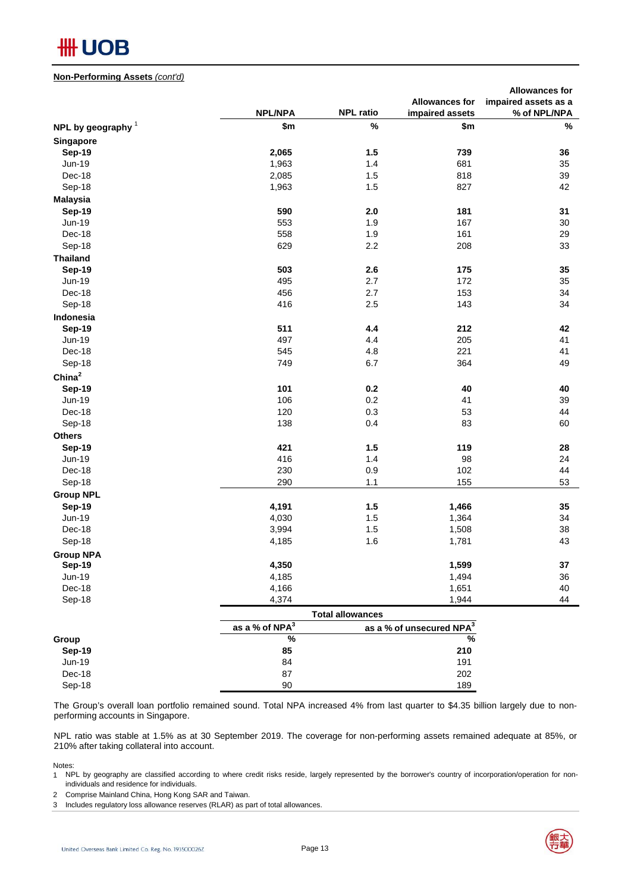**Non-Performing Assets** *(cont'd)*

| NPL by geography[1] | NPL/NPA | NPL ratio | Allowances for impaired assets | Allowances for impaired assets as a % of NPL/NPA |
|---|---|---|---|---|
| | $m | % | $m | % |
| **Singapore** | | | | |
| **Sep-19** | **2,065** | **1.5** | **739** | **36** |
| Jun-19 | 1,963 | 1.4 | 681 | 35 |
| Dec-18 | 2,085 | 1.5 | 818 | 39 |
| Sep-18 | 1,963 | 1.5 | 827 | 42 |
| **Malaysia** | | | | |
| **Sep-19** | **590** | **2.0** | **181** | **31** |
| Jun-19 | 553 | 1.9 | 167 | 30 |
| Dec-18 | 558 | 1.9 | 161 | 29 |
| Sep-18 | 629 | 2.2 | 208 | 33 |
| **Thailand** | | | | |
| **Sep-19** | **503** | **2.6** | **175** | **35** |
| Jun-19 | 495 | 2.7 | 172 | 35 |
| Dec-18 | 456 | 2.7 | 153 | 34 |
| Sep-18 | 416 | 2.5 | 143 | 34 |
| **Indonesia** | | | | |
| **Sep-19** | **511** | **4.4** | **212** | **42** |
| Jun-19 | 497 | 4.4 | 205 | 41 |
| Dec-18 | 545 | 4.8 | 221 | 41 |
| Sep-18 | 749 | 6.7 | 364 | 49 |
| **China[2]** | | | | |
| **Sep-19** | **101** | **0.2** | **40** | **40** |
| Jun-19 | 106 | 0.2 | 41 | 39 |
| Dec-18 | 120 | 0.3 | 53 | 44 |
| Sep-18 | 138 | 0.4 | 83 | 60 |
| **Others** | | | | |
| **Sep-19** | **421** | **1.5** | **119** | **28** |
| Jun-19 | 416 | 1.4 | 98 | 24 |
| Dec-18 | 230 | 0.9 | 102 | 44 |
| Sep-18 | 290 | 1.1 | 155 | 53 |
| **Group NPL** | | | | |
| **Sep-19** | **4,191** | **1.5** | **1,466** | **35** |
| Jun-19 | 4,030 | 1.5 | 1,364 | 34 |
| Dec-18 | 3,994 | 1.5 | 1,508 | 38 |
| Sep-18 | 4,185 | 1.6 | 1,781 | 43 |
| **Group NPA** | | | | |
| **Sep-19** | **4,350** | | **1,599** | **37** |
| Jun-19 | 4,185 | | 1,494 | 36 |
| Dec-18 | 4,166 | | 1,651 | 40 |
| Sep-18 | 4,374 | | 1,944 | 44 |

| | Total allowances | |
|---|---|---|
| | as a % of NPA[3] | as a % of unsecured NPA[3] |
| **Group** | % | % |
| **Sep-19** | **85** | **210** |
| Jun-19 | 84 | 191 |
| Dec-18 | 87 | 202 |
| Sep-18 | 90 | 189 |

The Group's overall loan portfolio remained sound. Total NPA increased 4% from last quarter to $4.35 billion largely due to non-performing accounts in Singapore.

NPL ratio was stable at 1.5% as at 30 September 2019. The coverage for non-performing assets remained adequate at 85%, or 210% after taking collateral into account.

Notes:

1 NPL by geography are classified according to where credit risks reside, largely represented by the borrower's country of incorporation/operation for non-individuals and residence for individuals.

2 Comprise Mainland China, Hong Kong SAR and Taiwan.

3 Includes regulatory loss allowance reserves (RLAR) as part of total allowances.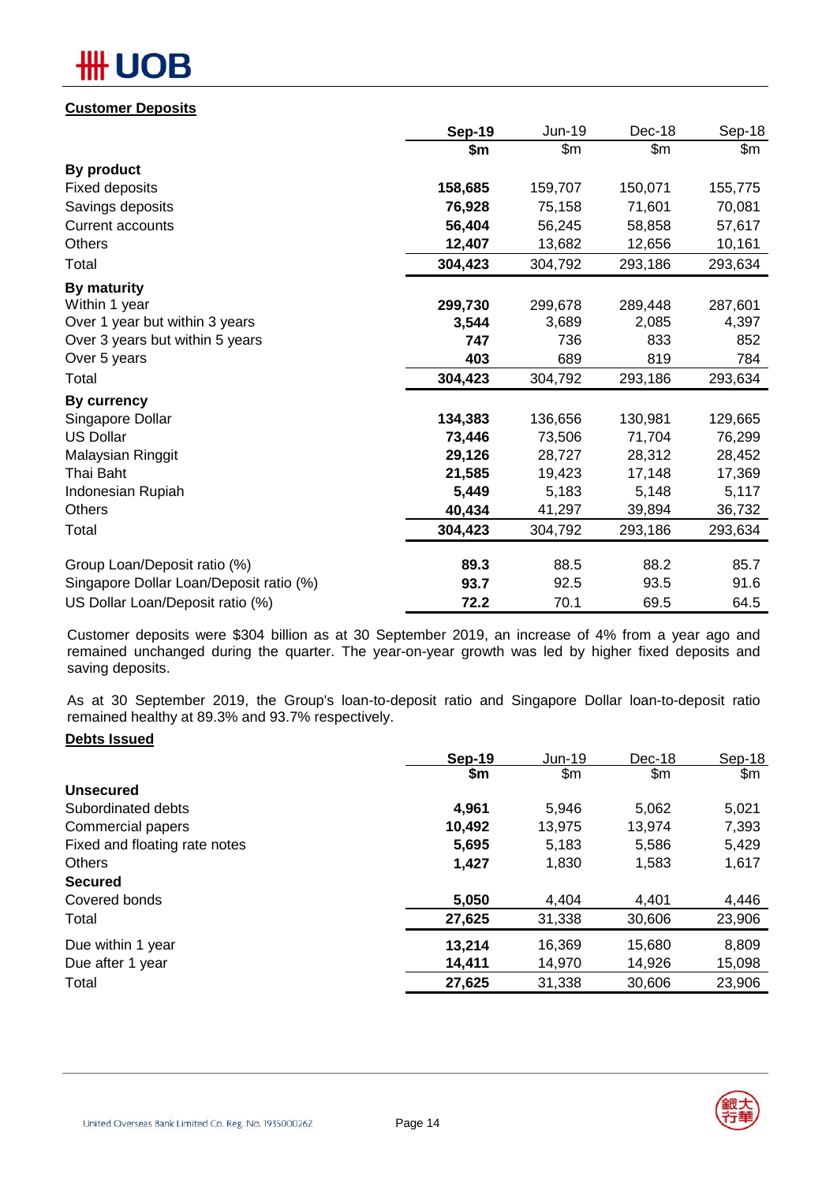## Customer Deposits

| | Sep-19 | Jun-19 | Dec-18 | Sep-18 |
|---|---|---|---|---|
| | $m | $m | $m | $m |
| **By product** | | | | |
| Fixed deposits | **158,685** | 159,707 | 150,071 | 155,775 |
| Savings deposits | **76,928** | 75,158 | 71,601 | 70,081 |
| Current accounts | **56,404** | 56,245 | 58,858 | 57,617 |
| Others | **12,407** | 13,682 | 12,656 | 10,161 |
| Total | **304,423** | 304,792 | 293,186 | 293,634 |
| **By maturity** | | | | |
| Within 1 year | **299,730** | 299,678 | 289,448 | 287,601 |
| Over 1 year but within 3 years | **3,544** | 3,689 | 2,085 | 4,397 |
| Over 3 years but within 5 years | **747** | 736 | 833 | 852 |
| Over 5 years | **403** | 689 | 819 | 784 |
| Total | **304,423** | 304,792 | 293,186 | 293,634 |
| **By currency** | | | | |
| Singapore Dollar | **134,383** | 136,656 | 130,981 | 129,665 |
| US Dollar | **73,446** | 73,506 | 71,704 | 76,299 |
| Malaysian Ringgit | **29,126** | 28,727 | 28,312 | 28,452 |
| Thai Baht | **21,585** | 19,423 | 17,148 | 17,369 |
| Indonesian Rupiah | **5,449** | 5,183 | 5,148 | 5,117 |
| Others | **40,434** | 41,297 | 39,894 | 36,732 |
| Total | **304,423** | 304,792 | 293,186 | 293,634 |
| Group Loan/Deposit ratio (%) | **89.3** | 88.5 | 88.2 | 85.7 |
| Singapore Dollar Loan/Deposit ratio (%) | **93.7** | 92.5 | 93.5 | 91.6 |
| US Dollar Loan/Deposit ratio (%) | **72.2** | 70.1 | 69.5 | 64.5 |

Customer deposits were $304 billion as at 30 September 2019, an increase of 4% from a year ago and remained unchanged during the quarter. The year-on-year growth was led by higher fixed deposits and saving deposits.

As at 30 September 2019, the Group's loan-to-deposit ratio and Singapore Dollar loan-to-deposit ratio remained healthy at 89.3% and 93.7% respectively.

## Debts Issued

| | Sep-19 | Jun-19 | Dec-18 | Sep-18 |
|---|---|---|---|---|
| | $m | $m | $m | $m |
| **Unsecured** | | | | |
| Subordinated debts | **4,961** | 5,946 | 5,062 | 5,021 |
| Commercial papers | **10,492** | 13,975 | 13,974 | 7,393 |
| Fixed and floating rate notes | **5,695** | 5,183 | 5,586 | 5,429 |
| Others | **1,427** | 1,830 | 1,583 | 1,617 |
| **Secured** | | | | |
| Covered bonds | **5,050** | 4,404 | 4,401 | 4,446 |
| Total | **27,625** | 31,338 | 30,606 | 23,906 |
| Due within 1 year | **13,214** | 16,369 | 15,680 | 8,809 |
| Due after 1 year | **14,411** | 14,970 | 14,926 | 15,098 |
| Total | **27,625** | 31,338 | 30,606 | 23,906 |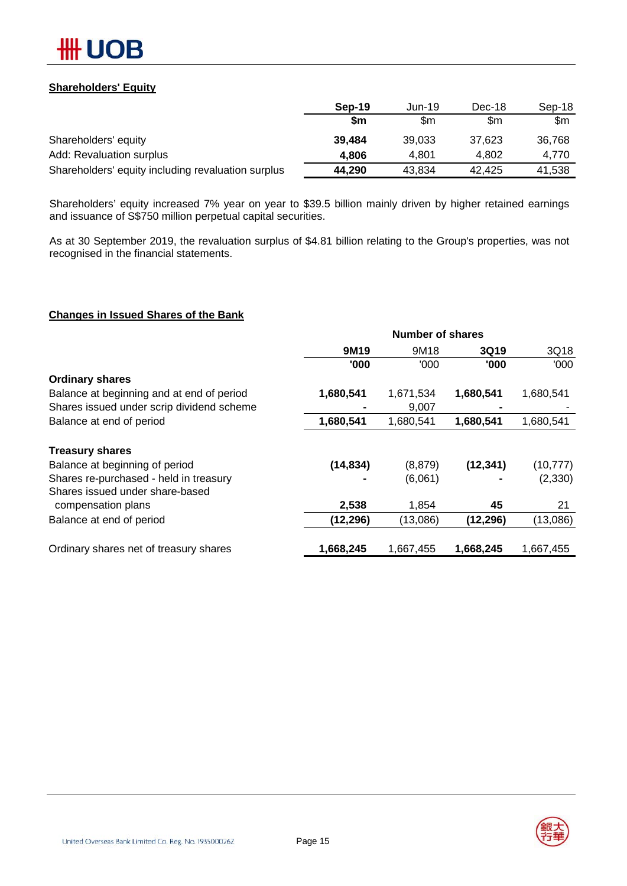## Shareholders' Equity

| | Sep-19 | Jun-19 | Dec-18 | Sep-18 |
|---|---|---|---|---|
| | $m | $m | $m | $m |
| Shareholders' equity | **39,484** | 39,033 | 37,623 | 36,768 |
| Add: Revaluation surplus | **4,806** | 4,801 | 4,802 | 4,770 |
| Shareholders' equity including revaluation surplus | **44,290** | 43,834 | 42,425 | 41,538 |

Shareholders' equity increased 7% year on year to $39.5 billion mainly driven by higher retained earnings and issuance of S$750 million perpetual capital securities.

As at 30 September 2019, the revaluation surplus of $4.81 billion relating to the Group's properties, was not recognised in the financial statements.

## Changes in Issued Shares of the Bank

| | Number of shares | | | |
|---|---|---|---|---|
| | 9M19 | 9M18 | 3Q19 | 3Q18 |
| | '000 | '000 | '000 | '000 |
| **Ordinary shares** | | | | |
| Balance at beginning and at end of period | **1,680,541** | 1,671,534 | **1,680,541** | 1,680,541 |
| Shares issued under scrip dividend scheme | **-** | 9,007 | **-** | - |
| Balance at end of period | **1,680,541** | 1,680,541 | **1,680,541** | 1,680,541 |
| | | | | |
| **Treasury shares** | | | | |
| Balance at beginning of period | **(14,834)** | (8,879) | **(12,341)** | (10,777) |
| Shares re-purchased - held in treasury | **-** | (6,061) | **-** | (2,330) |
| Shares issued under share-based compensation plans | **2,538** | 1,854 | **45** | 21 |
| Balance at end of period | **(12,296)** | (13,086) | **(12,296)** | (13,086) |
| | | | | |
| Ordinary shares net of treasury shares | **1,668,245** | 1,667,455 | **1,668,245** | 1,667,455 |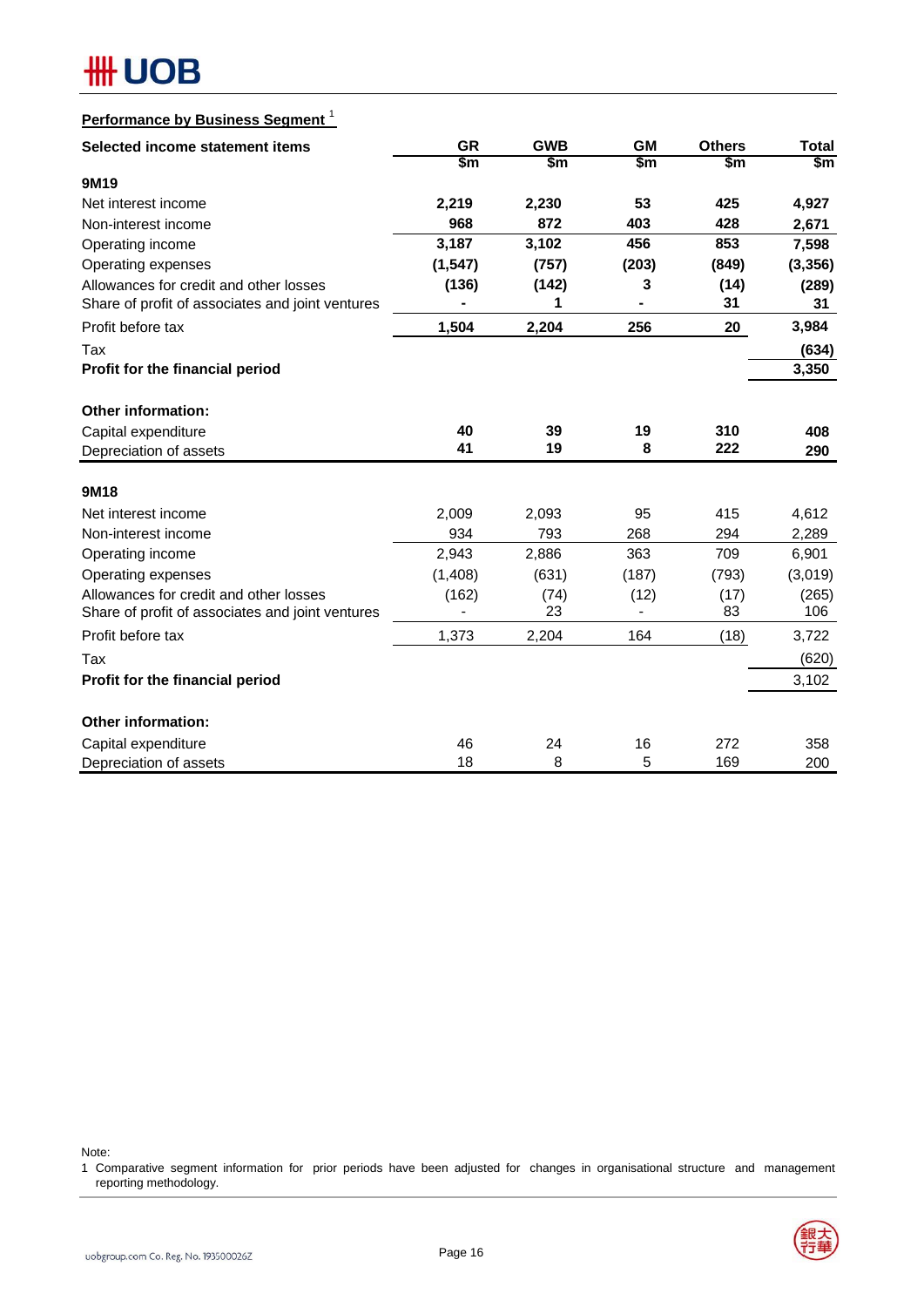## Performance by Business Segment [1]

| Selected income statement items | GR | GWB | GM | Others | Total |
|---|---|---|---|---|---|
| | $m | $m | $m | $m | $m |
| **9M19** | | | | | |
| Net interest income | **2,219** | **2,230** | **53** | **425** | **4,927** |
| Non-interest income | **968** | **872** | **403** | **428** | **2,671** |
| Operating income | **3,187** | **3,102** | **456** | **853** | **7,598** |
| Operating expenses | **(1,547)** | **(757)** | **(203)** | **(849)** | **(3,356)** |
| Allowances for credit and other losses | **(136)** | **(142)** | **3** | **(14)** | **(289)** |
| Share of profit of associates and joint ventures | **-** | **1** | **-** | **31** | **31** |
| Profit before tax | **1,504** | **2,204** | **256** | **20** | **3,984** |
| Tax | | | | | **(634)** |
| **Profit for the financial period** | | | | | **3,350** |
| **Other information:** | | | | | |
| Capital expenditure | **40** | **39** | **19** | **310** | **408** |
| Depreciation of assets | **41** | **19** | **8** | **222** | **290** |
| **9M18** | | | | | |
| Net interest income | 2,009 | 2,093 | 95 | 415 | 4,612 |
| Non-interest income | 934 | 793 | 268 | 294 | 2,289 |
| Operating income | 2,943 | 2,886 | 363 | 709 | 6,901 |
| Operating expenses | (1,408) | (631) | (187) | (793) | (3,019) |
| Allowances for credit and other losses | (162) | (74) | (12) | (17) | (265) |
| Share of profit of associates and joint ventures | - | 23 | - | 83 | 106 |
| Profit before tax | 1,373 | 2,204 | 164 | (18) | 3,722 |
| Tax | | | | | (620) |
| **Profit for the financial period** | | | | | 3,102 |
| **Other information:** | | | | | |
| Capital expenditure | 46 | 24 | 16 | 272 | 358 |
| Depreciation of assets | 18 | 8 | 5 | 169 | 200 |

Note:
1 Comparative segment information for prior periods have been adjusted for changes in organisational structure and management reporting methodology.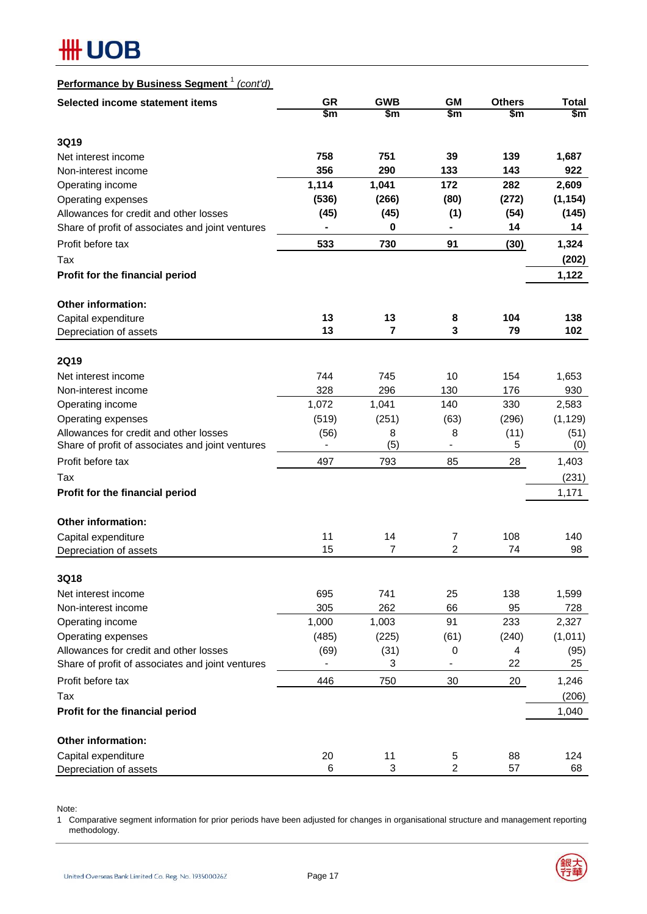**Performance by Business Segment** [1] *(cont'd)*

| Selected income statement items | GR | GWB | GM | Others | Total |
|---|---|---|---|---|---|
| | $m | $m | $m | $m | $m |
| **3Q19** | | | | | |
| Net interest income | **758** | **751** | **39** | **139** | **1,687** |
| Non-interest income | **356** | **290** | **133** | **143** | **922** |
| Operating income | **1,114** | **1,041** | **172** | **282** | **2,609** |
| Operating expenses | **(536)** | **(266)** | **(80)** | **(272)** | **(1,154)** |
| Allowances for credit and other losses | **(45)** | **(45)** | **(1)** | **(54)** | **(145)** |
| Share of profit of associates and joint ventures | **-** | **0** | **-** | **14** | **14** |
| Profit before tax | **533** | **730** | **91** | **(30)** | **1,324** |
| Tax | | | | | **(202)** |
| **Profit for the financial period** | | | | | **1,122** |
| **Other information:** | | | | | |
| Capital expenditure | **13** | **13** | **8** | **104** | **138** |
| Depreciation of assets | **13** | **7** | **3** | **79** | **102** |
| **2Q19** | | | | | |
| Net interest income | 744 | 745 | 10 | 154 | 1,653 |
| Non-interest income | 328 | 296 | 130 | 176 | 930 |
| Operating income | 1,072 | 1,041 | 140 | 330 | 2,583 |
| Operating expenses | (519) | (251) | (63) | (296) | (1,129) |
| Allowances for credit and other losses | (56) | 8 | 8 | (11) | (51) |
| Share of profit of associates and joint ventures | - | (5) | - | 5 | (0) |
| Profit before tax | 497 | 793 | 85 | 28 | 1,403 |
| Tax | | | | | (231) |
| **Profit for the financial period** | | | | | 1,171 |
| **Other information:** | | | | | |
| Capital expenditure | 11 | 14 | 7 | 108 | 140 |
| Depreciation of assets | 15 | 7 | 2 | 74 | 98 |
| **3Q18** | | | | | |
| Net interest income | 695 | 741 | 25 | 138 | 1,599 |
| Non-interest income | 305 | 262 | 66 | 95 | 728 |
| Operating income | 1,000 | 1,003 | 91 | 233 | 2,327 |
| Operating expenses | (485) | (225) | (61) | (240) | (1,011) |
| Allowances for credit and other losses | (69) | (31) | 0 | 4 | (95) |
| Share of profit of associates and joint ventures | - | 3 | - | 22 | 25 |
| Profit before tax | 446 | 750 | 30 | 20 | 1,246 |
| Tax | | | | | (206) |
| **Profit for the financial period** | | | | | 1,040 |
| **Other information:** | | | | | |
| Capital expenditure | 20 | 11 | 5 | 88 | 124 |
| Depreciation of assets | 6 | 3 | 2 | 57 | 68 |

Note:

1 Comparative segment information for prior periods have been adjusted for changes in organisational structure and management reporting methodology.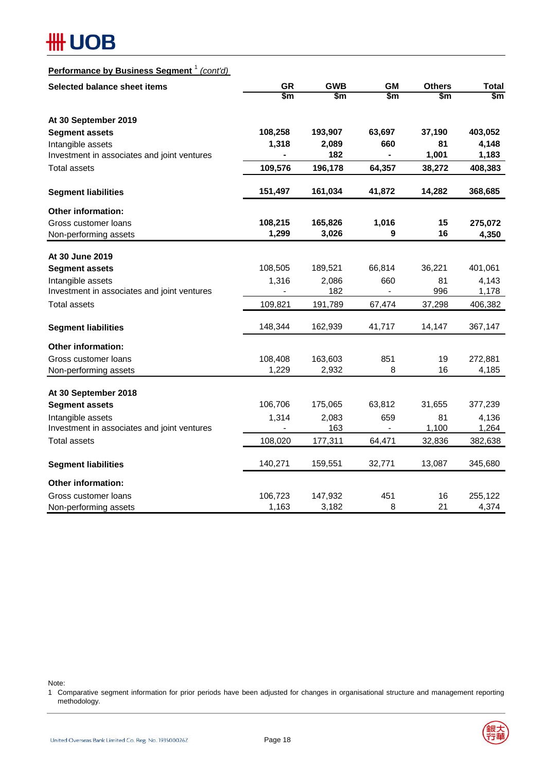**Performance by Business Segment** [1] *(cont'd)*

| Selected balance sheet items | GR | GWB | GM | Others | Total |
|---|---|---|---|---|---|
| | $m | $m | $m | $m | $m |
| **At 30 September 2019** | | | | | |
| **Segment assets** | **108,258** | **193,907** | **63,697** | **37,190** | **403,052** |
| Intangible assets | **1,318** | **2,089** | **660** | **81** | **4,148** |
| Investment in associates and joint ventures | **-** | **182** | **-** | **1,001** | **1,183** |
| Total assets | **109,576** | **196,178** | **64,357** | **38,272** | **408,383** |
| **Segment liabilities** | **151,497** | **161,034** | **41,872** | **14,282** | **368,685** |
| **Other information:** | | | | | |
| Gross customer loans | **108,215** | **165,826** | **1,016** | **15** | **275,072** |
| Non-performing assets | **1,299** | **3,026** | **9** | **16** | **4,350** |
| **At 30 June 2019** | | | | | |
| **Segment assets** | 108,505 | 189,521 | 66,814 | 36,221 | 401,061 |
| Intangible assets | 1,316 | 2,086 | 660 | 81 | 4,143 |
| Investment in associates and joint ventures | - | 182 | - | 996 | 1,178 |
| Total assets | 109,821 | 191,789 | 67,474 | 37,298 | 406,382 |
| **Segment liabilities** | 148,344 | 162,939 | 41,717 | 14,147 | 367,147 |
| **Other information:** | | | | | |
| Gross customer loans | 108,408 | 163,603 | 851 | 19 | 272,881 |
| Non-performing assets | 1,229 | 2,932 | 8 | 16 | 4,185 |
| **At 30 September 2018** | | | | | |
| **Segment assets** | 106,706 | 175,065 | 63,812 | 31,655 | 377,239 |
| Intangible assets | 1,314 | 2,083 | 659 | 81 | 4,136 |
| Investment in associates and joint ventures | - | 163 | - | 1,100 | 1,264 |
| Total assets | 108,020 | 177,311 | 64,471 | 32,836 | 382,638 |
| **Segment liabilities** | 140,271 | 159,551 | 32,771 | 13,087 | 345,680 |
| **Other information:** | | | | | |
| Gross customer loans | 106,723 | 147,932 | 451 | 16 | 255,122 |
| Non-performing assets | 1,163 | 3,182 | 8 | 21 | 4,374 |

Note:

1 Comparative segment information for prior periods have been adjusted for changes in organisational structure and management reporting methodology.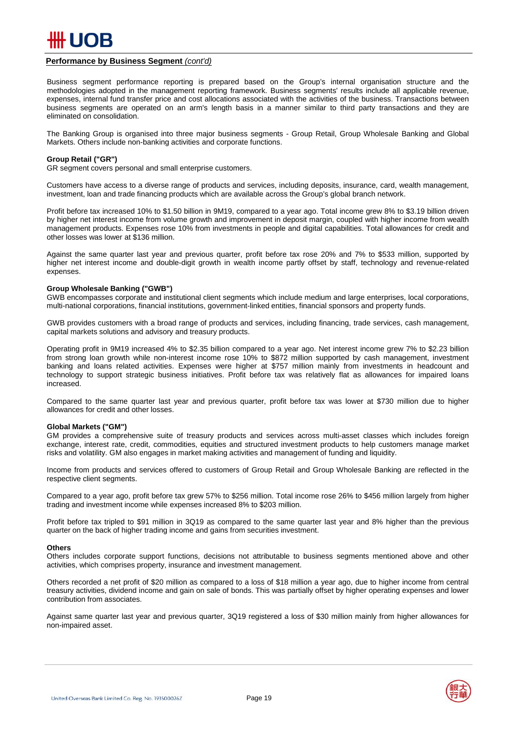## Performance by Business Segment *(cont'd)*

Business segment performance reporting is prepared based on the Group's internal organisation structure and the methodologies adopted in the management reporting framework. Business segments' results include all applicable revenue, expenses, internal fund transfer price and cost allocations associated with the activities of the business. Transactions between business segments are operated on an arm's length basis in a manner similar to third party transactions and they are eliminated on consolidation.

The Banking Group is organised into three major business segments - Group Retail, Group Wholesale Banking and Global Markets. Others include non-banking activities and corporate functions.

**Group Retail ("GR")**

GR segment covers personal and small enterprise customers.

Customers have access to a diverse range of products and services, including deposits, insurance, card, wealth management, investment, loan and trade financing products which are available across the Group's global branch network.

Profit before tax increased 10% to $1.50 billion in 9M19, compared to a year ago. Total income grew 8% to $3.19 billion driven by higher net interest income from volume growth and improvement in deposit margin, coupled with higher income from wealth management products. Expenses rose 10% from investments in people and digital capabilities. Total allowances for credit and other losses was lower at $136 million.

Against the same quarter last year and previous quarter, profit before tax rose 20% and 7% to $533 million, supported by higher net interest income and double-digit growth in wealth income partly offset by staff, technology and revenue-related expenses.

**Group Wholesale Banking ("GWB")**

GWB encompasses corporate and institutional client segments which include medium and large enterprises, local corporations, multi-national corporations, financial institutions, government-linked entities, financial sponsors and property funds.

GWB provides customers with a broad range of products and services, including financing, trade services, cash management, capital markets solutions and advisory and treasury products.

Operating profit in 9M19 increased 4% to $2.35 billion compared to a year ago. Net interest income grew 7% to $2.23 billion from strong loan growth while non-interest income rose 10% to $872 million supported by cash management, investment banking and loans related activities. Expenses were higher at $757 million mainly from investments in headcount and technology to support strategic business initiatives. Profit before tax was relatively flat as allowances for impaired loans increased.

Compared to the same quarter last year and previous quarter, profit before tax was lower at $730 million due to higher allowances for credit and other losses.

**Global Markets ("GM")**

GM provides a comprehensive suite of treasury products and services across multi-asset classes which includes foreign exchange, interest rate, credit, commodities, equities and structured investment products to help customers manage market risks and volatility. GM also engages in market making activities and management of funding and liquidity.

Income from products and services offered to customers of Group Retail and Group Wholesale Banking are reflected in the respective client segments.

Compared to a year ago, profit before tax grew 57% to $256 million. Total income rose 26% to $456 million largely from higher trading and investment income while expenses increased 8% to $203 million.

Profit before tax tripled to $91 million in 3Q19 as compared to the same quarter last year and 8% higher than the previous quarter on the back of higher trading income and gains from securities investment.

**Others**

Others includes corporate support functions, decisions not attributable to business segments mentioned above and other activities, which comprises property, insurance and investment management.

Others recorded a net profit of $20 million as compared to a loss of $18 million a year ago, due to higher income from central treasury activities, dividend income and gain on sale of bonds. This was partially offset by higher operating expenses and lower contribution from associates.

Against same quarter last year and previous quarter, 3Q19 registered a loss of $30 million mainly from higher allowances for non-impaired asset.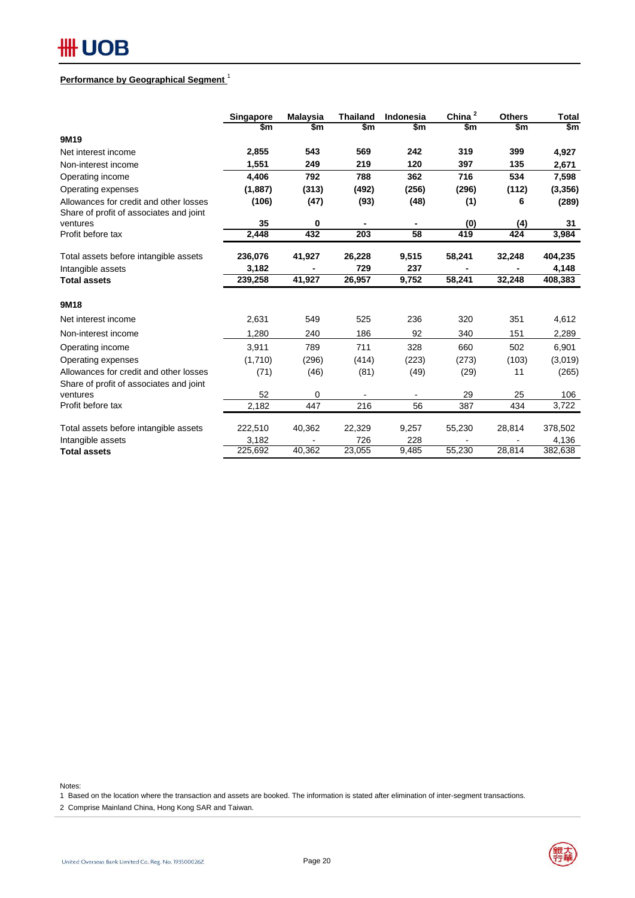## Performance by Geographical Segment [1]

| | Singapore | Malaysia | Thailand | Indonesia | China [2] | Others | Total |
|---|---|---|---|---|---|---|---|
| | $m | $m | $m | $m | $m | $m | $m |
| **9M19** | | | | | | | |
| Net interest income | **2,855** | **543** | **569** | **242** | **319** | **399** | **4,927** |
| Non-interest income | **1,551** | **249** | **219** | **120** | **397** | **135** | **2,671** |
| Operating income | **4,406** | **792** | **788** | **362** | **716** | **534** | **7,598** |
| Operating expenses | **(1,887)** | **(313)** | **(492)** | **(256)** | **(296)** | **(112)** | **(3,356)** |
| Allowances for credit and other losses | **(106)** | **(47)** | **(93)** | **(48)** | **(1)** | **6** | **(289)** |
| Share of profit of associates and joint ventures | **35** | **0** | **-** | **-** | **(0)** | **(4)** | **31** |
| Profit before tax | **2,448** | **432** | **203** | **58** | **419** | **424** | **3,984** |
| | | | | | | | |
| Total assets before intangible assets | **236,076** | **41,927** | **26,228** | **9,515** | **58,241** | **32,248** | **404,235** |
| Intangible assets | **3,182** | **-** | **729** | **237** | **-** | **-** | **4,148** |
| **Total assets** | **239,258** | **41,927** | **26,957** | **9,752** | **58,241** | **32,248** | **408,383** |
| | | | | | | | |
| **9M18** | | | | | | | |
| Net interest income | 2,631 | 549 | 525 | 236 | 320 | 351 | 4,612 |
| Non-interest income | 1,280 | 240 | 186 | 92 | 340 | 151 | 2,289 |
| Operating income | 3,911 | 789 | 711 | 328 | 660 | 502 | 6,901 |
| Operating expenses | (1,710) | (296) | (414) | (223) | (273) | (103) | (3,019) |
| Allowances for credit and other losses | (71) | (46) | (81) | (49) | (29) | 11 | (265) |
| Share of profit of associates and joint ventures | 52 | 0 | - | - | 29 | 25 | 106 |
| Profit before tax | 2,182 | 447 | 216 | 56 | 387 | 434 | 3,722 |
| | | | | | | | |
| Total assets before intangible assets | 222,510 | 40,362 | 22,329 | 9,257 | 55,230 | 28,814 | 378,502 |
| Intangible assets | 3,182 | - | 726 | 228 | - | - | 4,136 |
| **Total assets** | 225,692 | 40,362 | 23,055 | 9,485 | 55,230 | 28,814 | 382,638 |

Notes:

1 Based on the location where the transaction and assets are booked. The information is stated after elimination of inter-segment transactions.

2 Comprise Mainland China, Hong Kong SAR and Taiwan.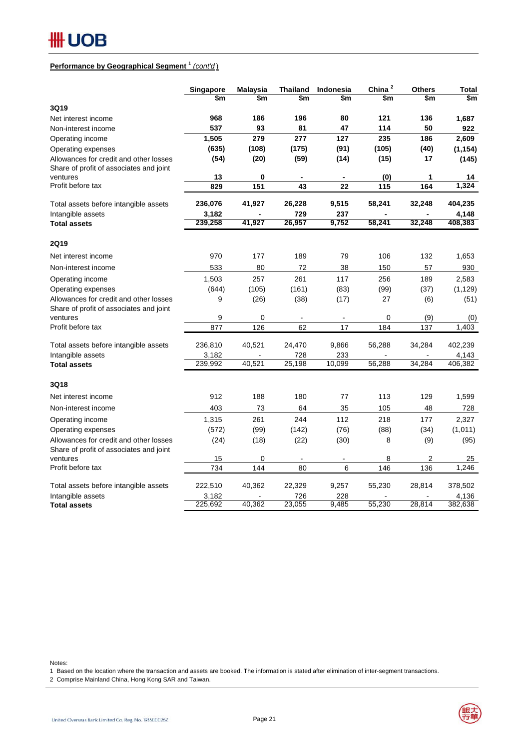**Performance by Geographical Segment** [1] *(cont'd)*

| | Singapore | Malaysia | Thailand | Indonesia | China [2] | Others | Total |
|---|---|---|---|---|---|---|---|
| | $m | $m | $m | $m | $m | $m | $m |
| **3Q19** | | | | | | | |
| Net interest income | **968** | **186** | **196** | **80** | **121** | **136** | **1,687** |
| Non-interest income | **537** | **93** | **81** | **47** | **114** | **50** | **922** |
| Operating income | **1,505** | **279** | **277** | **127** | **235** | **186** | **2,609** |
| Operating expenses | **(635)** | **(108)** | **(175)** | **(91)** | **(105)** | **(40)** | **(1,154)** |
| Allowances for credit and other losses | **(54)** | **(20)** | **(59)** | **(14)** | **(15)** | **17** | **(145)** |
| Share of profit of associates and joint ventures | **13** | **0** | **-** | **-** | **(0)** | **1** | **14** |
| Profit before tax | **829** | **151** | **43** | **22** | **115** | **164** | **1,324** |
| Total assets before intangible assets | **236,076** | **41,927** | **26,228** | **9,515** | **58,241** | **32,248** | **404,235** |
| Intangible assets | **3,182** | **-** | **729** | **237** | **-** | **-** | **4,148** |
| **Total assets** | **239,258** | **41,927** | **26,957** | **9,752** | **58,241** | **32,248** | **408,383** |
| **2Q19** | | | | | | | |
| Net interest income | 970 | 177 | 189 | 79 | 106 | 132 | 1,653 |
| Non-interest income | 533 | 80 | 72 | 38 | 150 | 57 | 930 |
| Operating income | 1,503 | 257 | 261 | 117 | 256 | 189 | 2,583 |
| Operating expenses | (644) | (105) | (161) | (83) | (99) | (37) | (1,129) |
| Allowances for credit and other losses | 9 | (26) | (38) | (17) | 27 | (6) | (51) |
| Share of profit of associates and joint ventures | 9 | 0 | - | - | 0 | (9) | (0) |
| Profit before tax | 877 | 126 | 62 | 17 | 184 | 137 | 1,403 |
| Total assets before intangible assets | 236,810 | 40,521 | 24,470 | 9,866 | 56,288 | 34,284 | 402,239 |
| Intangible assets | 3,182 | - | 728 | 233 | - | - | 4,143 |
| **Total assets** | 239,992 | 40,521 | 25,198 | 10,099 | 56,288 | 34,284 | 406,382 |
| **3Q18** | | | | | | | |
| Net interest income | 912 | 188 | 180 | 77 | 113 | 129 | 1,599 |
| Non-interest income | 403 | 73 | 64 | 35 | 105 | 48 | 728 |
| Operating income | 1,315 | 261 | 244 | 112 | 218 | 177 | 2,327 |
| Operating expenses | (572) | (99) | (142) | (76) | (88) | (34) | (1,011) |
| Allowances for credit and other losses | (24) | (18) | (22) | (30) | 8 | (9) | (95) |
| Share of profit of associates and joint ventures | 15 | 0 | - | - | 8 | 2 | 25 |
| Profit before tax | 734 | 144 | 80 | 6 | 146 | 136 | 1,246 |
| Total assets before intangible assets | 222,510 | 40,362 | 22,329 | 9,257 | 55,230 | 28,814 | 378,502 |
| Intangible assets | 3,182 | - | 726 | 228 | - | - | 4,136 |
| **Total assets** | 225,692 | 40,362 | 23,055 | 9,485 | 55,230 | 28,814 | 382,638 |

Notes:
1 Based on the location where the transaction and assets are booked. The information is stated after elimination of inter-segment transactions.
2 Comprise Mainland China, Hong Kong SAR and Taiwan.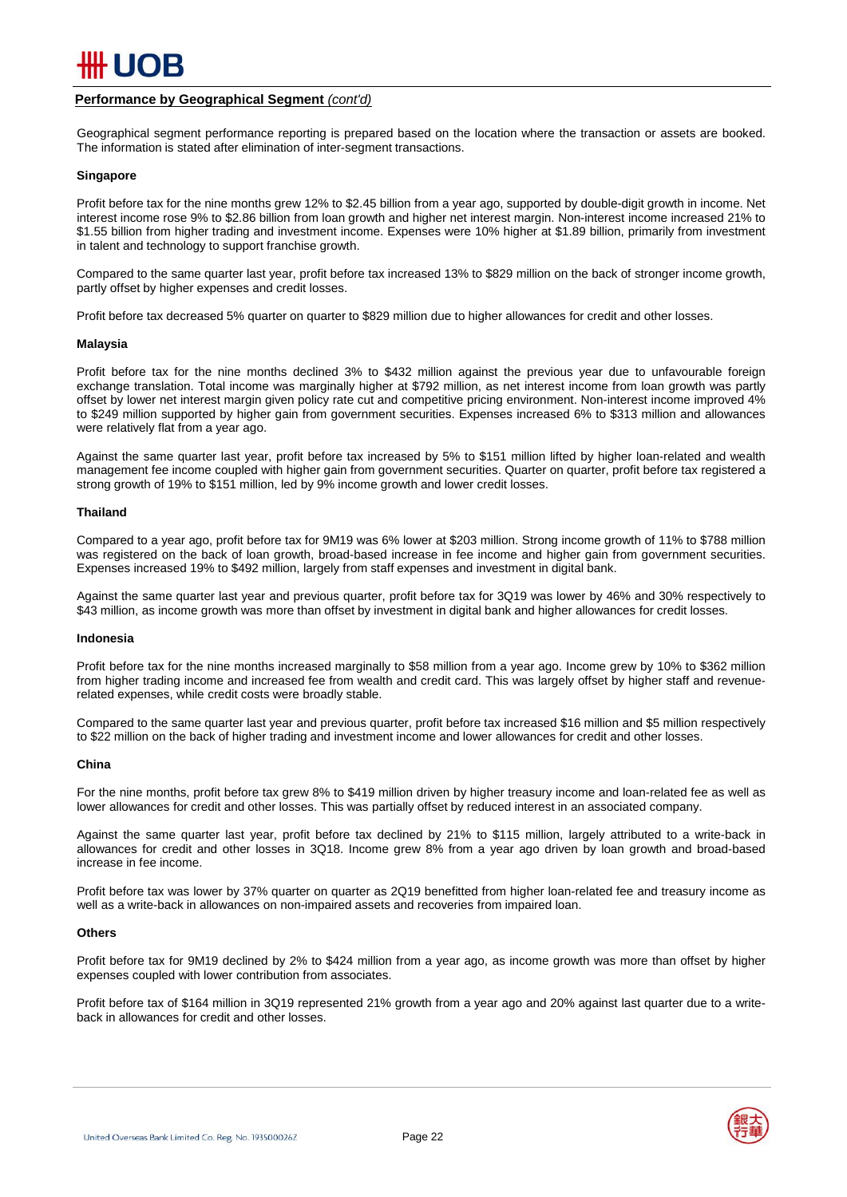**Performance by Geographical Segment** *(cont'd)*

Geographical segment performance reporting is prepared based on the location where the transaction or assets are booked. The information is stated after elimination of inter-segment transactions.

**Singapore**

Profit before tax for the nine months grew 12% to $2.45 billion from a year ago, supported by double-digit growth in income. Net interest income rose 9% to $2.86 billion from loan growth and higher net interest margin. Non-interest income increased 21% to $1.55 billion from higher trading and investment income. Expenses were 10% higher at $1.89 billion, primarily from investment in talent and technology to support franchise growth.

Compared to the same quarter last year, profit before tax increased 13% to $829 million on the back of stronger income growth, partly offset by higher expenses and credit losses.

Profit before tax decreased 5% quarter on quarter to $829 million due to higher allowances for credit and other losses.

**Malaysia**

Profit before tax for the nine months declined 3% to $432 million against the previous year due to unfavourable foreign exchange translation. Total income was marginally higher at $792 million, as net interest income from loan growth was partly offset by lower net interest margin given policy rate cut and competitive pricing environment. Non-interest income improved 4% to $249 million supported by higher gain from government securities. Expenses increased 6% to $313 million and allowances were relatively flat from a year ago.

Against the same quarter last year, profit before tax increased by 5% to $151 million lifted by higher loan-related and wealth management fee income coupled with higher gain from government securities. Quarter on quarter, profit before tax registered a strong growth of 19% to $151 million, led by 9% income growth and lower credit losses.

**Thailand**

Compared to a year ago, profit before tax for 9M19 was 6% lower at $203 million. Strong income growth of 11% to $788 million was registered on the back of loan growth, broad-based increase in fee income and higher gain from government securities. Expenses increased 19% to $492 million, largely from staff expenses and investment in digital bank.

Against the same quarter last year and previous quarter, profit before tax for 3Q19 was lower by 46% and 30% respectively to $43 million, as income growth was more than offset by investment in digital bank and higher allowances for credit losses.

**Indonesia**

Profit before tax for the nine months increased marginally to $58 million from a year ago. Income grew by 10% to $362 million from higher trading income and increased fee from wealth and credit card. This was largely offset by higher staff and revenue-related expenses, while credit costs were broadly stable.

Compared to the same quarter last year and previous quarter, profit before tax increased $16 million and $5 million respectively to $22 million on the back of higher trading and investment income and lower allowances for credit and other losses.

**China**

For the nine months, profit before tax grew 8% to $419 million driven by higher treasury income and loan-related fee as well as lower allowances for credit and other losses. This was partially offset by reduced interest in an associated company.

Against the same quarter last year, profit before tax declined by 21% to $115 million, largely attributed to a write-back in allowances for credit and other losses in 3Q18. Income grew 8% from a year ago driven by loan growth and broad-based increase in fee income.

Profit before tax was lower by 37% quarter on quarter as 2Q19 benefitted from higher loan-related fee and treasury income as well as a write-back in allowances on non-impaired assets and recoveries from impaired loan.

**Others**

Profit before tax for 9M19 declined by 2% to $424 million from a year ago, as income growth was more than offset by higher expenses coupled with lower contribution from associates.

Profit before tax of $164 million in 3Q19 represented 21% growth from a year ago and 20% against last quarter due to a write-back in allowances for credit and other losses.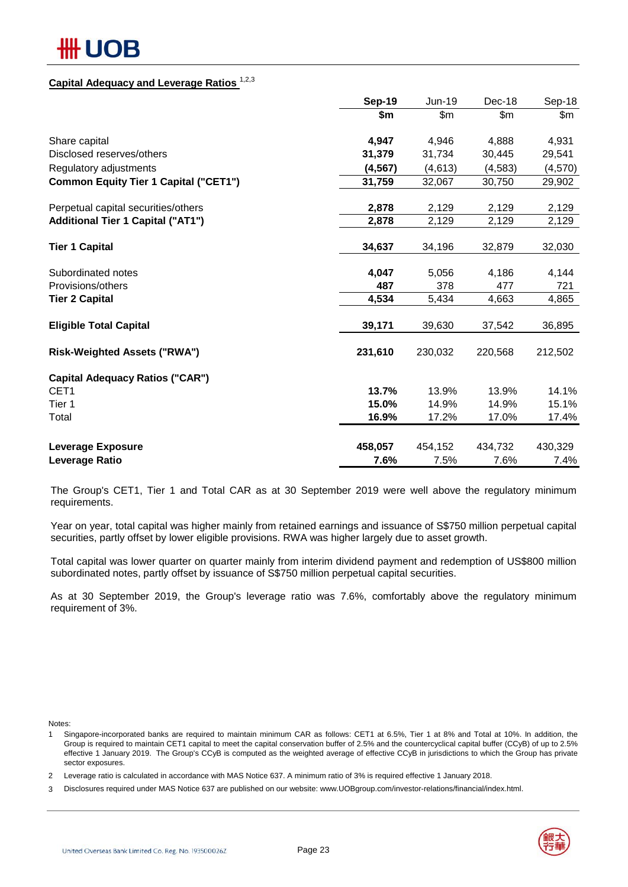## Capital Adequacy and Leverage Ratios [1,2,3]

| | Sep-19 | Jun-19 | Dec-18 | Sep-18 |
|---|---|---|---|---|
| | $m | $m | $m | $m |
| Share capital | **4,947** | 4,946 | 4,888 | 4,931 |
| Disclosed reserves/others | **31,379** | 31,734 | 30,445 | 29,541 |
| Regulatory adjustments | **(4,567)** | (4,613) | (4,583) | (4,570) |
| **Common Equity Tier 1 Capital ("CET1")** | **31,759** | 32,067 | 30,750 | 29,902 |
| Perpetual capital securities/others | **2,878** | 2,129 | 2,129 | 2,129 |
| **Additional Tier 1 Capital ("AT1")** | **2,878** | 2,129 | 2,129 | 2,129 |
| **Tier 1 Capital** | **34,637** | 34,196 | 32,879 | 32,030 |
| Subordinated notes | **4,047** | 5,056 | 4,186 | 4,144 |
| Provisions/others | **487** | 378 | 477 | 721 |
| **Tier 2 Capital** | **4,534** | 5,434 | 4,663 | 4,865 |
| **Eligible Total Capital** | **39,171** | 39,630 | 37,542 | 36,895 |
| **Risk-Weighted Assets ("RWA")** | **231,610** | 230,032 | 220,568 | 212,502 |
| **Capital Adequacy Ratios ("CAR")** | | | | |
| CET1 | **13.7%** | 13.9% | 13.9% | 14.1% |
| Tier 1 | **15.0%** | 14.9% | 14.9% | 15.1% |
| Total | **16.9%** | 17.2% | 17.0% | 17.4% |
| **Leverage Exposure** | **458,057** | 454,152 | 434,732 | 430,329 |
| **Leverage Ratio** | **7.6%** | 7.5% | 7.6% | 7.4% |

The Group's CET1, Tier 1 and Total CAR as at 30 September 2019 were well above the regulatory minimum requirements.

Year on year, total capital was higher mainly from retained earnings and issuance of S$750 million perpetual capital securities, partly offset by lower eligible provisions. RWA was higher largely due to asset growth.

Total capital was lower quarter on quarter mainly from interim dividend payment and redemption of US$800 million subordinated notes, partly offset by issuance of S$750 million perpetual capital securities.

As at 30 September 2019, the Group's leverage ratio was 7.6%, comfortably above the regulatory minimum requirement of 3%.

Notes:

1. Singapore-incorporated banks are required to maintain minimum CAR as follows: CET1 at 6.5%, Tier 1 at 8% and Total at 10%. In addition, the Group is required to maintain CET1 capital to meet the capital conservation buffer of 2.5% and the countercyclical capital buffer (CCyB) of up to 2.5% effective 1 January 2019. The Group's CCyB is computed as the weighted average of effective CCyB in jurisdictions to which the Group has private sector exposures.
2. Leverage ratio is calculated in accordance with MAS Notice 637. A minimum ratio of 3% is required effective 1 January 2018.
3. Disclosures required under MAS Notice 637 are published on our website: www.UOBgroup.com/investor-relations/financial/index.html.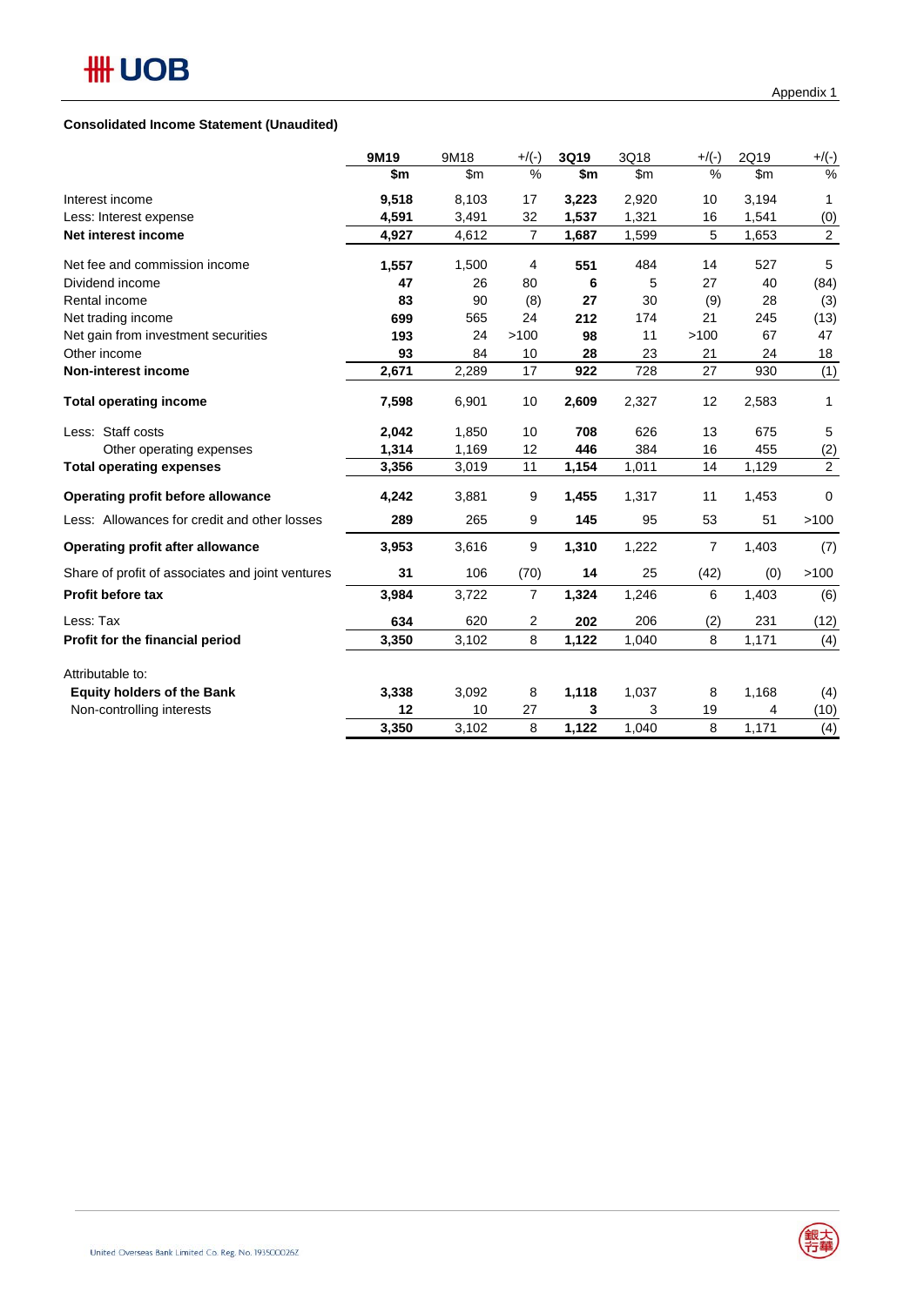Appendix 1

**Consolidated Income Statement (Unaudited)**

| | 9M19 | 9M18 | +/(-) | 3Q19 | 3Q18 | +/(-) | 2Q19 | +/(-) |
|---|---|---|---|---|---|---|---|---|
| | $m | $m | % | $m | $m | % | $m | % |
| Interest income | **9,518** | 8,103 | 17 | **3,223** | 2,920 | 10 | 3,194 | 1 |
| Less: Interest expense | **4,591** | 3,491 | 32 | **1,537** | 1,321 | 16 | 1,541 | (0) |
| **Net interest income** | **4,927** | 4,612 | 7 | **1,687** | 1,599 | 5 | 1,653 | 2 |
| Net fee and commission income | **1,557** | 1,500 | 4 | **551** | 484 | 14 | 527 | 5 |
| Dividend income | **47** | 26 | 80 | **6** | 5 | 27 | 40 | (84) |
| Rental income | **83** | 90 | (8) | **27** | 30 | (9) | 28 | (3) |
| Net trading income | **699** | 565 | 24 | **212** | 174 | 21 | 245 | (13) |
| Net gain from investment securities | **193** | 24 | >100 | **98** | 11 | >100 | 67 | 47 |
| Other income | **93** | 84 | 10 | **28** | 23 | 21 | 24 | 18 |
| **Non-interest income** | **2,671** | 2,289 | 17 | **922** | 728 | 27 | 930 | (1) |
| **Total operating income** | **7,598** | 6,901 | 10 | **2,609** | 2,327 | 12 | 2,583 | 1 |
| Less: Staff costs | **2,042** | 1,850 | 10 | **708** | 626 | 13 | 675 | 5 |
| Other operating expenses | **1,314** | 1,169 | 12 | **446** | 384 | 16 | 455 | (2) |
| **Total operating expenses** | **3,356** | 3,019 | 11 | **1,154** | 1,011 | 14 | 1,129 | 2 |
| **Operating profit before allowance** | **4,242** | 3,881 | 9 | **1,455** | 1,317 | 11 | 1,453 | 0 |
| Less: Allowances for credit and other losses | **289** | 265 | 9 | **145** | 95 | 53 | 51 | >100 |
| **Operating profit after allowance** | **3,953** | 3,616 | 9 | **1,310** | 1,222 | 7 | 1,403 | (7) |
| Share of profit of associates and joint ventures | **31** | 106 | (70) | **14** | 25 | (42) | (0) | >100 |
| **Profit before tax** | **3,984** | 3,722 | 7 | **1,324** | 1,246 | 6 | 1,403 | (6) |
| Less: Tax | **634** | 620 | 2 | **202** | 206 | (2) | 231 | (12) |
| **Profit for the financial period** | **3,350** | 3,102 | 8 | **1,122** | 1,040 | 8 | 1,171 | (4) |
| Attributable to: | | | | | | | | |
| **Equity holders of the Bank** | **3,338** | 3,092 | 8 | **1,118** | 1,037 | 8 | 1,168 | (4) |
| Non-controlling interests | **12** | 10 | 27 | **3** | 3 | 19 | 4 | (10) |
| | **3,350** | 3,102 | 8 | **1,122** | 1,040 | 8 | 1,171 | (4) |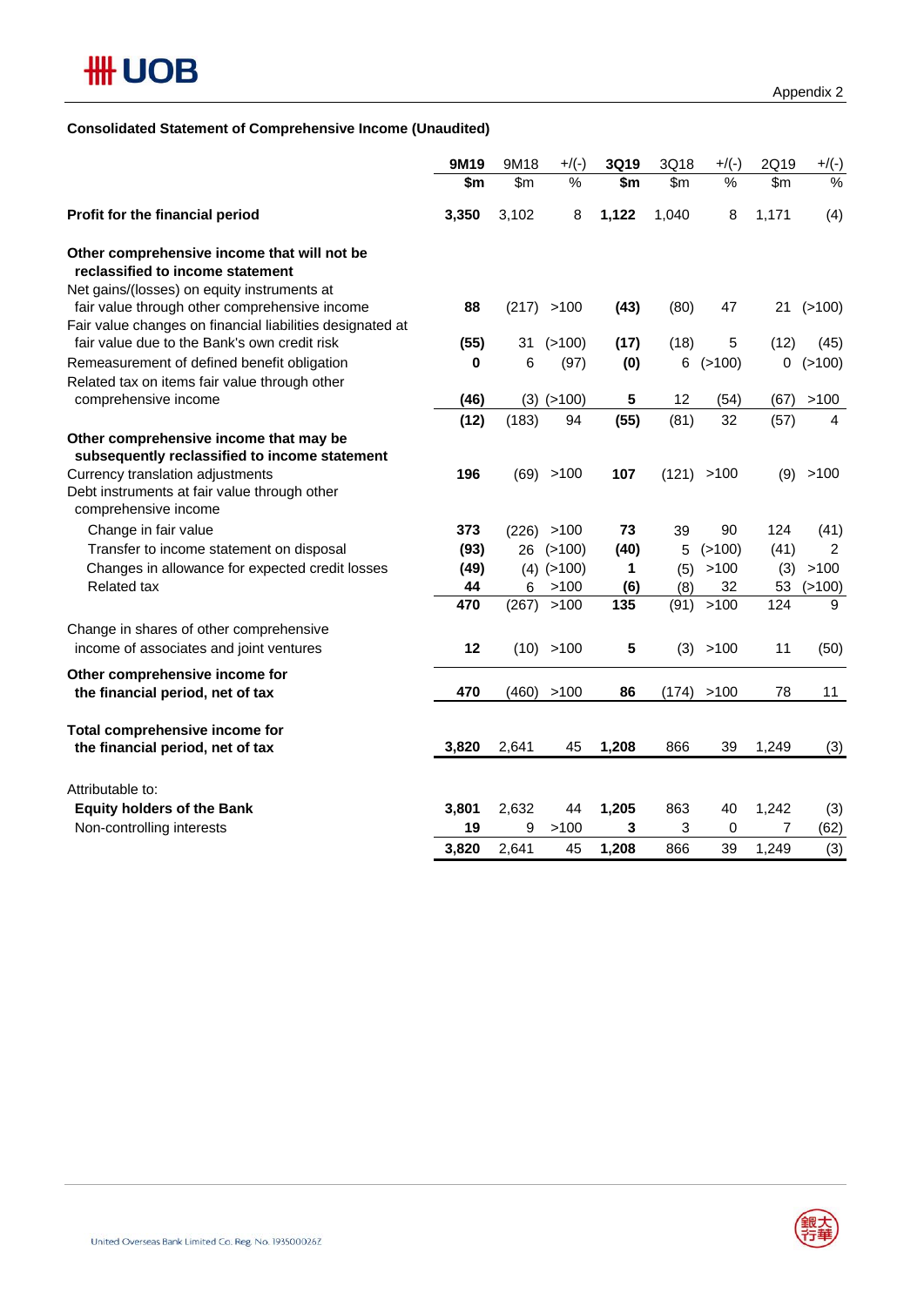Appendix 2

**Consolidated Statement of Comprehensive Income (Unaudited)**

| | **9M19** | 9M18 | +/(-) | **3Q19** | 3Q18 | +/(-) | 2Q19 | +/(-) |
|---|---|---|---|---|---|---|---|---|
| | **$m** | $m | % | **$m** | $m | % | $m | % |
| **Profit for the financial period** | **3,350** | 3,102 | 8 | **1,122** | 1,040 | 8 | 1,171 | (4) |
| **Other comprehensive income that will not be reclassified to income statement** | | | | | | | | |
| Net gains/(losses) on equity instruments at fair value through other comprehensive income | **88** | (217) | >100 | **(43)** | (80) | 47 | 21 | (>100) |
| Fair value changes on financial liabilities designated at fair value due to the Bank's own credit risk | **(55)** | 31 | (>100) | **(17)** | (18) | 5 | (12) | (45) |
| Remeasurement of defined benefit obligation | **0** | 6 | (97) | **(0)** | 6 | (>100) | 0 | (>100) |
| Related tax on items fair value through other comprehensive income | **(46)** | (3) | (>100) | **5** | 12 | (54) | (67) | >100 |
| | **(12)** | (183) | 94 | **(55)** | (81) | 32 | (57) | 4 |
| **Other comprehensive income that may be subsequently reclassified to income statement** | | | | | | | | |
| Currency translation adjustments | **196** | (69) | >100 | **107** | (121) | >100 | (9) | >100 |
| Debt instruments at fair value through other comprehensive income | | | | | | | | |
| Change in fair value | **373** | (226) | >100 | **73** | 39 | 90 | 124 | (41) |
| Transfer to income statement on disposal | **(93)** | 26 | (>100) | **(40)** | 5 | (>100) | (41) | 2 |
| Changes in allowance for expected credit losses | **(49)** | (4) | (>100) | **1** | (5) | >100 | (3) | >100 |
| Related tax | **44** | 6 | >100 | **(6)** | (8) | 32 | 53 | (>100) |
| | **470** | (267) | >100 | **135** | (91) | >100 | 124 | 9 |
| Change in shares of other comprehensive income of associates and joint ventures | **12** | (10) | >100 | **5** | (3) | >100 | 11 | (50) |
| **Other comprehensive income for the financial period, net of tax** | **470** | (460) | >100 | **86** | (174) | >100 | 78 | 11 |
| **Total comprehensive income for the financial period, net of tax** | **3,820** | 2,641 | 45 | **1,208** | 866 | 39 | 1,249 | (3) |
| Attributable to: | | | | | | | | |
| **Equity holders of the Bank** | **3,801** | 2,632 | 44 | **1,205** | 863 | 40 | 1,242 | (3) |
| Non-controlling interests | **19** | 9 | >100 | **3** | 3 | 0 | 7 | (62) |
| | **3,820** | 2,641 | 45 | **1,208** | 866 | 39 | 1,249 | (3) |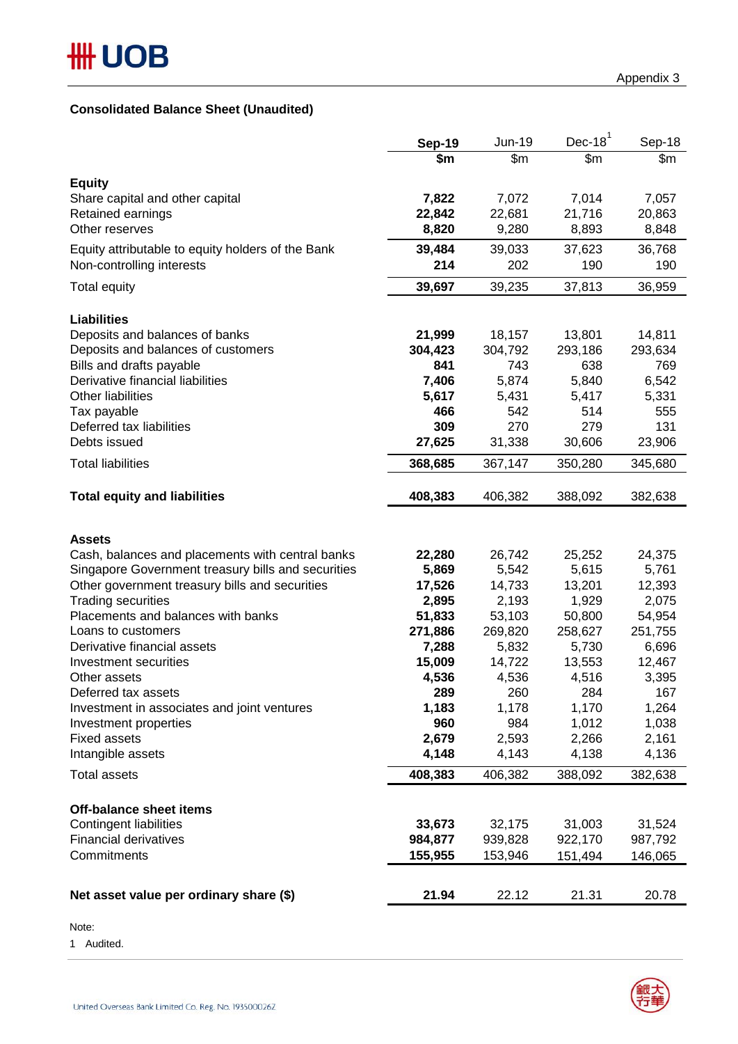Appendix 3

## Consolidated Balance Sheet (Unaudited)

| | Sep-19 | Jun-19 | Dec-18[1] | Sep-18 |
|---|---|---|---|---|
| | $m | $m | $m | $m |
| **Equity** | | | | |
| Share capital and other capital | **7,822** | 7,072 | 7,014 | 7,057 |
| Retained earnings | **22,842** | 22,681 | 21,716 | 20,863 |
| Other reserves | **8,820** | 9,280 | 8,893 | 8,848 |
| Equity attributable to equity holders of the Bank | **39,484** | 39,033 | 37,623 | 36,768 |
| Non-controlling interests | **214** | 202 | 190 | 190 |
| Total equity | **39,697** | 39,235 | 37,813 | 36,959 |
| **Liabilities** | | | | |
| Deposits and balances of banks | **21,999** | 18,157 | 13,801 | 14,811 |
| Deposits and balances of customers | **304,423** | 304,792 | 293,186 | 293,634 |
| Bills and drafts payable | **841** | 743 | 638 | 769 |
| Derivative financial liabilities | **7,406** | 5,874 | 5,840 | 6,542 |
| Other liabilities | **5,617** | 5,431 | 5,417 | 5,331 |
| Tax payable | **466** | 542 | 514 | 555 |
| Deferred tax liabilities | **309** | 270 | 279 | 131 |
| Debts issued | **27,625** | 31,338 | 30,606 | 23,906 |
| Total liabilities | **368,685** | 367,147 | 350,280 | 345,680 |
| **Total equity and liabilities** | **408,383** | 406,382 | 388,092 | 382,638 |
| **Assets** | | | | |
| Cash, balances and placements with central banks | **22,280** | 26,742 | 25,252 | 24,375 |
| Singapore Government treasury bills and securities | **5,869** | 5,542 | 5,615 | 5,761 |
| Other government treasury bills and securities | **17,526** | 14,733 | 13,201 | 12,393 |
| Trading securities | **2,895** | 2,193 | 1,929 | 2,075 |
| Placements and balances with banks | **51,833** | 53,103 | 50,800 | 54,954 |
| Loans to customers | **271,886** | 269,820 | 258,627 | 251,755 |
| Derivative financial assets | **7,288** | 5,832 | 5,730 | 6,696 |
| Investment securities | **15,009** | 14,722 | 13,553 | 12,467 |
| Other assets | **4,536** | 4,536 | 4,516 | 3,395 |
| Deferred tax assets | **289** | 260 | 284 | 167 |
| Investment in associates and joint ventures | **1,183** | 1,178 | 1,170 | 1,264 |
| Investment properties | **960** | 984 | 1,012 | 1,038 |
| Fixed assets | **2,679** | 2,593 | 2,266 | 2,161 |
| Intangible assets | **4,148** | 4,143 | 4,138 | 4,136 |
| Total assets | **408,383** | 406,382 | 388,092 | 382,638 |
| **Off-balance sheet items** | | | | |
| Contingent liabilities | **33,673** | 32,175 | 31,003 | 31,524 |
| Financial derivatives | **984,877** | 939,828 | 922,170 | 987,792 |
| Commitments | **155,955** | 153,946 | 151,494 | 146,065 |
| **Net asset value per ordinary share ($)** | **21.94** | 22.12 | 21.31 | 20.78 |

Note:

1 Audited.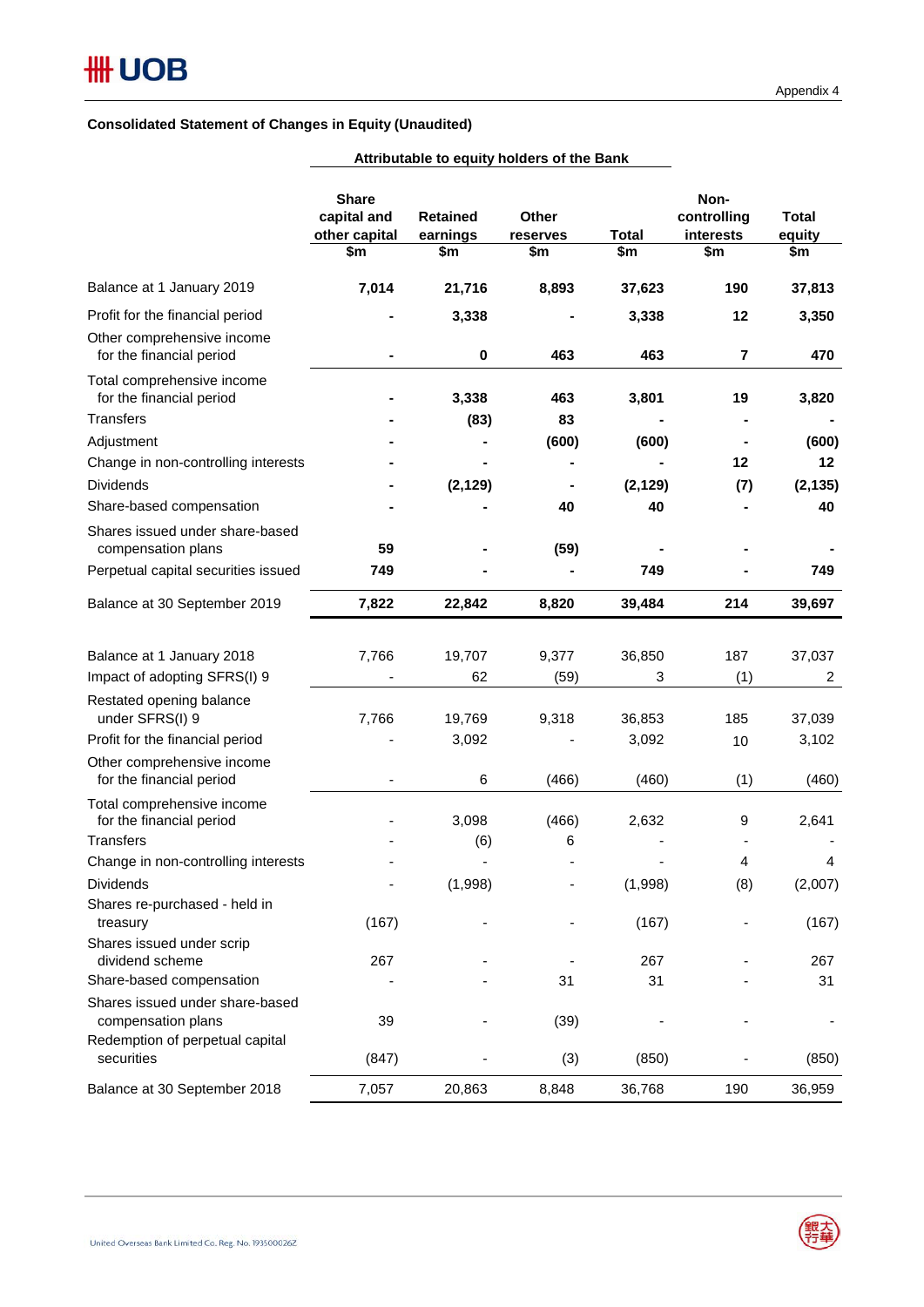Appendix 4

**Consolidated Statement of Changes in Equity (Unaudited)**

| | Attributable to equity holders of the Bank | | | | | |
|---|---|---|---|---|---|---|
| | **Share capital and other capital $m** | **Retained earnings $m** | **Other reserves $m** | **Total $m** | **Non-controlling interests $m** | **Total equity $m** |
| Balance at 1 January 2019 | **7,014** | **21,716** | **8,893** | **37,623** | **190** | **37,813** |
| Profit for the financial period | **-** | **3,338** | **-** | **3,338** | **12** | **3,350** |
| Other comprehensive income for the financial period | **-** | **0** | **463** | **463** | **7** | **470** |
| Total comprehensive income for the financial period | **-** | **3,338** | **463** | **3,801** | **19** | **3,820** |
| Transfers | **-** | **(83)** | **83** | **-** | **-** | **-** |
| Adjustment | **-** | **-** | **(600)** | **(600)** | **-** | **(600)** |
| Change in non-controlling interests | **-** | **-** | **-** | **-** | **12** | **12** |
| Dividends | **-** | **(2,129)** | **-** | **(2,129)** | **(7)** | **(2,135)** |
| Share-based compensation | **-** | **-** | **40** | **40** | **-** | **40** |
| Shares issued under share-based compensation plans | **59** | **-** | **(59)** | **-** | **-** | **-** |
| Perpetual capital securities issued | **749** | **-** | **-** | **749** | **-** | **749** |
| Balance at 30 September 2019 | **7,822** | **22,842** | **8,820** | **39,484** | **214** | **39,697** |
| | | | | | | |
| Balance at 1 January 2018 | 7,766 | 19,707 | 9,377 | 36,850 | 187 | 37,037 |
| Impact of adopting SFRS(I) 9 | - | 62 | (59) | 3 | (1) | 2 |
| Restated opening balance under SFRS(I) 9 | 7,766 | 19,769 | 9,318 | 36,853 | 185 | 37,039 |
| Profit for the financial period | - | 3,092 | - | 3,092 | 10 | 3,102 |
| Other comprehensive income for the financial period | - | 6 | (466) | (460) | (1) | (460) |
| Total comprehensive income for the financial period | - | 3,098 | (466) | 2,632 | 9 | 2,641 |
| Transfers | - | (6) | 6 | - | - | - |
| Change in non-controlling interests | - | - | - | - | 4 | 4 |
| Dividends | - | (1,998) | - | (1,998) | (8) | (2,007) |
| Shares re-purchased - held in treasury | (167) | - | - | (167) | - | (167) |
| Shares issued under scrip dividend scheme | 267 | - | - | 267 | - | 267 |
| Share-based compensation | - | - | 31 | 31 | - | 31 |
| Shares issued under share-based compensation plans | 39 | - | (39) | - | - | - |
| Redemption of perpetual capital securities | (847) | - | (3) | (850) | - | (850) |
| Balance at 30 September 2018 | 7,057 | 20,863 | 8,848 | 36,768 | 190 | 36,959 |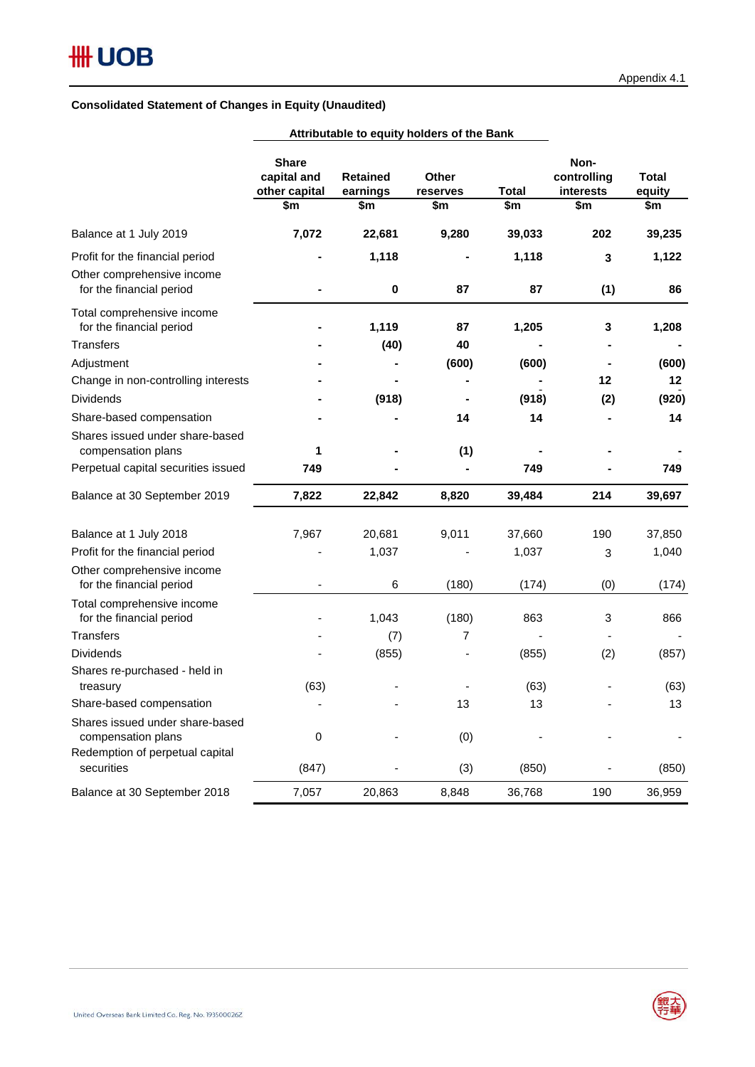Appendix 4.1

**Consolidated Statement of Changes in Equity (Unaudited)**

| | Attributable to equity holders of the Bank | | | | | |
|---|---|---|---|---|---|---|
| | **Share capital and other capital $m** | **Retained earnings $m** | **Other reserves $m** | **Total $m** | **Non-controlling interests $m** | **Total equity $m** |
| Balance at 1 July 2019 | **7,072** | **22,681** | **9,280** | **39,033** | **202** | **39,235** |
| Profit for the financial period | **-** | **1,118** | **-** | **1,118** | **3** | **1,122** |
| Other comprehensive income for the financial period | **-** | **0** | **87** | **87** | **(1)** | **86** |
| Total comprehensive income for the financial period | **-** | **1,119** | **87** | **1,205** | **3** | **1,208** |
| Transfers | **-** | **(40)** | **40** | **-** | **-** | **-** |
| Adjustment | **-** | **-** | **(600)** | **(600)** | **-** | **(600)** |
| Change in non-controlling interests | **-** | **-** | **-** | **-** | **12** | **12** |
| Dividends | **-** | **(918)** | **-** | **(918)** | **(2)** | **(920)** |
| Share-based compensation | **-** | **-** | **14** | **14** | **-** | **14** |
| Shares issued under share-based compensation plans | **1** | **-** | **(1)** | **-** | **-** | **-** |
| Perpetual capital securities issued | **749** | **-** | **-** | **749** | **-** | **749** |
| Balance at 30 September 2019 | **7,822** | **22,842** | **8,820** | **39,484** | **214** | **39,697** |
| | | | | | | |
| Balance at 1 July 2018 | 7,967 | 20,681 | 9,011 | 37,660 | 190 | 37,850 |
| Profit for the financial period | - | 1,037 | - | 1,037 | 3 | 1,040 |
| Other comprehensive income for the financial period | - | 6 | (180) | (174) | (0) | (174) |
| Total comprehensive income for the financial period | - | 1,043 | (180) | 863 | 3 | 866 |
| Transfers | - | (7) | 7 | - | - | - |
| Dividends | - | (855) | - | (855) | (2) | (857) |
| Shares re-purchased - held in treasury | (63) | - | - | (63) | - | (63) |
| Share-based compensation | - | - | 13 | 13 | - | 13 |
| Shares issued under share-based compensation plans | 0 | - | (0) | - | - | - |
| Redemption of perpetual capital securities | (847) | - | (3) | (850) | - | (850) |
| Balance at 30 September 2018 | 7,057 | 20,863 | 8,848 | 36,768 | 190 | 36,959 |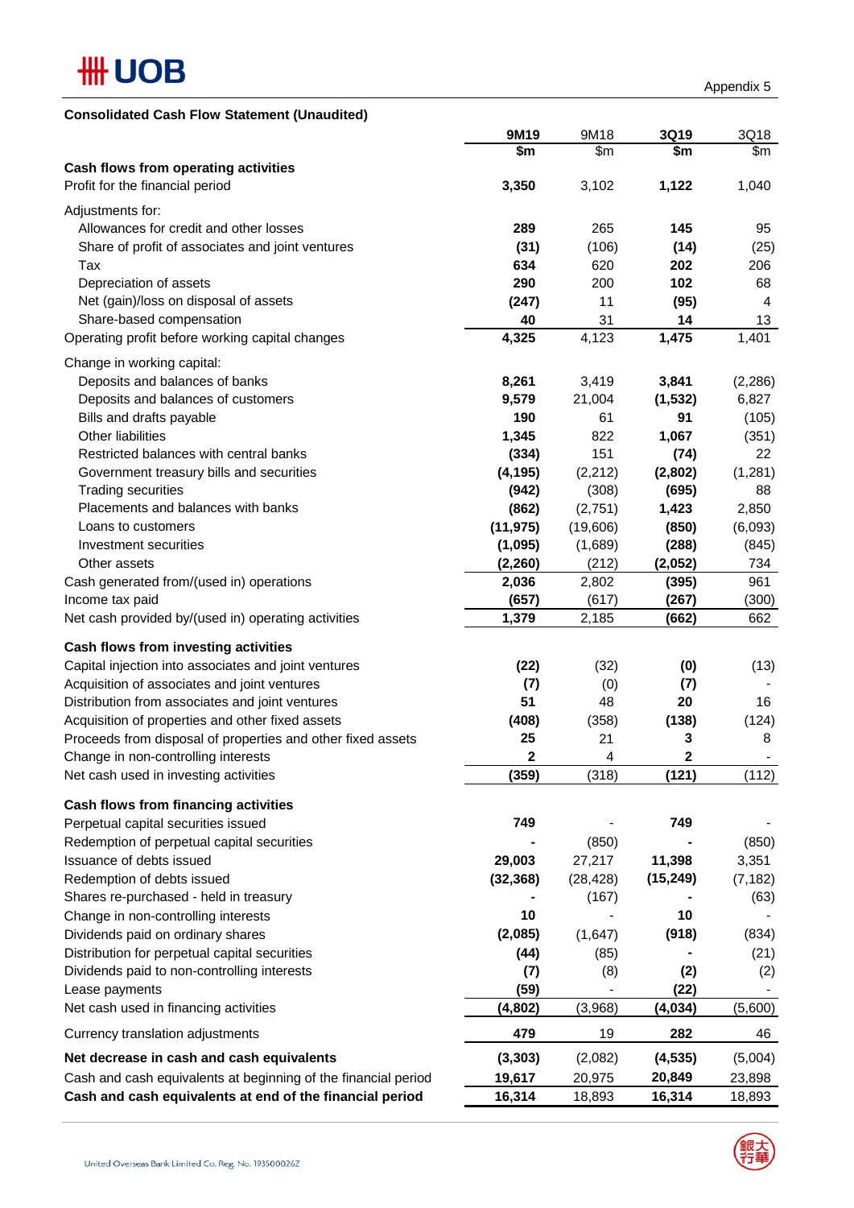Appendix 5

**Consolidated Cash Flow Statement (Unaudited)**

| | **9M19** | 9M18 | **3Q19** | 3Q18 |
|---|---|---|---|---|
| | **$m** | $m | **$m** | $m |
| **Cash flows from operating activities** | | | | |
| Profit for the financial period | **3,350** | 3,102 | **1,122** | 1,040 |
| Adjustments for: | | | | |
| Allowances for credit and other losses | **289** | 265 | **145** | 95 |
| Share of profit of associates and joint ventures | **(31)** | (106) | **(14)** | (25) |
| Tax | **634** | 620 | **202** | 206 |
| Depreciation of assets | **290** | 200 | **102** | 68 |
| Net (gain)/loss on disposal of assets | **(247)** | 11 | **(95)** | 4 |
| Share-based compensation | **40** | 31 | **14** | 13 |
| Operating profit before working capital changes | **4,325** | 4,123 | **1,475** | 1,401 |
| Change in working capital: | | | | |
| Deposits and balances of banks | **8,261** | 3,419 | **3,841** | (2,286) |
| Deposits and balances of customers | **9,579** | 21,004 | **(1,532)** | 6,827 |
| Bills and drafts payable | **190** | 61 | **91** | (105) |
| Other liabilities | **1,345** | 822 | **1,067** | (351) |
| Restricted balances with central banks | **(334)** | 151 | **(74)** | 22 |
| Government treasury bills and securities | **(4,195)** | (2,212) | **(2,802)** | (1,281) |
| Trading securities | **(942)** | (308) | **(695)** | 88 |
| Placements and balances with banks | **(862)** | (2,751) | **1,423** | 2,850 |
| Loans to customers | **(11,975)** | (19,606) | **(850)** | (6,093) |
| Investment securities | **(1,095)** | (1,689) | **(288)** | (845) |
| Other assets | **(2,260)** | (212) | **(2,052)** | 734 |
| Cash generated from/(used in) operations | **2,036** | 2,802 | **(395)** | 961 |
| Income tax paid | **(657)** | (617) | **(267)** | (300) |
| Net cash provided by/(used in) operating activities | **1,379** | 2,185 | **(662)** | 662 |
| **Cash flows from investing activities** | | | | |
| Capital injection into associates and joint ventures | **(22)** | (32) | **(0)** | (13) |
| Acquisition of associates and joint ventures | **(7)** | (0) | **(7)** | - |
| Distribution from associates and joint ventures | **51** | 48 | **20** | 16 |
| Acquisition of properties and other fixed assets | **(408)** | (358) | **(138)** | (124) |
| Proceeds from disposal of properties and other fixed assets | **25** | 21 | **3** | 8 |
| Change in non-controlling interests | **2** | 4 | **2** | - |
| Net cash used in investing activities | **(359)** | (318) | **(121)** | (112) |
| **Cash flows from financing activities** | | | | |
| Perpetual capital securities issued | **749** | - | **749** | - |
| Redemption of perpetual capital securities | **-** | (850) | **-** | (850) |
| Issuance of debts issued | **29,003** | 27,217 | **11,398** | 3,351 |
| Redemption of debts issued | **(32,368)** | (28,428) | **(15,249)** | (7,182) |
| Shares re-purchased - held in treasury | **-** | (167) | **-** | (63) |
| Change in non-controlling interests | **10** | - | **10** | - |
| Dividends paid on ordinary shares | **(2,085)** | (1,647) | **(918)** | (834) |
| Distribution for perpetual capital securities | **(44)** | (85) | **-** | (21) |
| Dividends paid to non-controlling interests | **(7)** | (8) | **(2)** | (2) |
| Lease payments | **(59)** | - | **(22)** | - |
| Net cash used in financing activities | **(4,802)** | (3,968) | **(4,034)** | (5,600) |
| Currency translation adjustments | **479** | 19 | **282** | 46 |
| **Net decrease in cash and cash equivalents** | **(3,303)** | (2,082) | **(4,535)** | (5,004) |
| Cash and cash equivalents at beginning of the financial period | **19,617** | 20,975 | **20,849** | 23,898 |
| **Cash and cash equivalents at end of the financial period** | **16,314** | 18,893 | **16,314** | 18,893 |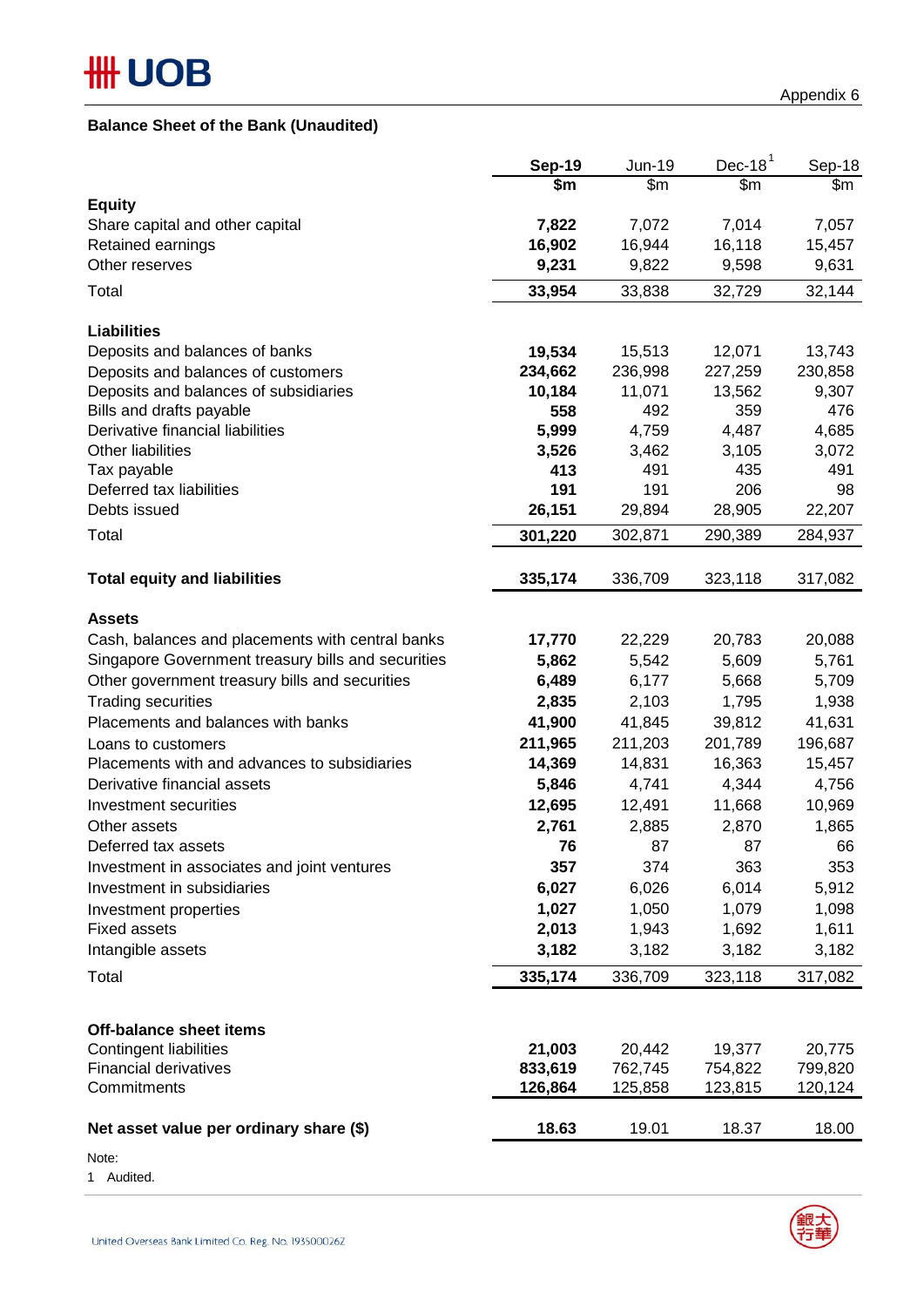Appendix 6

**Balance Sheet of the Bank (Unaudited)**

| | Sep-19 | Jun-19 | Dec-18[1] | Sep-18 |
|---|---|---|---|---|
| | $m | $m | $m | $m |
| **Equity** | | | | |
| Share capital and other capital | **7,822** | 7,072 | 7,014 | 7,057 |
| Retained earnings | **16,902** | 16,944 | 16,118 | 15,457 |
| Other reserves | **9,231** | 9,822 | 9,598 | 9,631 |
| Total | **33,954** | 33,838 | 32,729 | 32,144 |
| | | | | |
| **Liabilities** | | | | |
| Deposits and balances of banks | **19,534** | 15,513 | 12,071 | 13,743 |
| Deposits and balances of customers | **234,662** | 236,998 | 227,259 | 230,858 |
| Deposits and balances of subsidiaries | **10,184** | 11,071 | 13,562 | 9,307 |
| Bills and drafts payable | **558** | 492 | 359 | 476 |
| Derivative financial liabilities | **5,999** | 4,759 | 4,487 | 4,685 |
| Other liabilities | **3,526** | 3,462 | 3,105 | 3,072 |
| Tax payable | **413** | 491 | 435 | 491 |
| Deferred tax liabilities | **191** | 191 | 206 | 98 |
| Debts issued | **26,151** | 29,894 | 28,905 | 22,207 |
| Total | **301,220** | 302,871 | 290,389 | 284,937 |
| | | | | |
| **Total equity and liabilities** | **335,174** | 336,709 | 323,118 | 317,082 |
| | | | | |
| **Assets** | | | | |
| Cash, balances and placements with central banks | **17,770** | 22,229 | 20,783 | 20,088 |
| Singapore Government treasury bills and securities | **5,862** | 5,542 | 5,609 | 5,761 |
| Other government treasury bills and securities | **6,489** | 6,177 | 5,668 | 5,709 |
| Trading securities | **2,835** | 2,103 | 1,795 | 1,938 |
| Placements and balances with banks | **41,900** | 41,845 | 39,812 | 41,631 |
| Loans to customers | **211,965** | 211,203 | 201,789 | 196,687 |
| Placements with and advances to subsidiaries | **14,369** | 14,831 | 16,363 | 15,457 |
| Derivative financial assets | **5,846** | 4,741 | 4,344 | 4,756 |
| Investment securities | **12,695** | 12,491 | 11,668 | 10,969 |
| Other assets | **2,761** | 2,885 | 2,870 | 1,865 |
| Deferred tax assets | **76** | 87 | 87 | 66 |
| Investment in associates and joint ventures | **357** | 374 | 363 | 353 |
| Investment in subsidiaries | **6,027** | 6,026 | 6,014 | 5,912 |
| Investment properties | **1,027** | 1,050 | 1,079 | 1,098 |
| Fixed assets | **2,013** | 1,943 | 1,692 | 1,611 |
| Intangible assets | **3,182** | 3,182 | 3,182 | 3,182 |
| Total | **335,174** | 336,709 | 323,118 | 317,082 |
| | | | | |
| **Off-balance sheet items** | | | | |
| Contingent liabilities | **21,003** | 20,442 | 19,377 | 20,775 |
| Financial derivatives | **833,619** | 762,745 | 754,822 | 799,820 |
| Commitments | **126,864** | 125,858 | 123,815 | 120,124 |
| | | | | |
| **Net asset value per ordinary share ($)** | **18.63** | 19.01 | 18.37 | 18.00 |

Note:

1 Audited.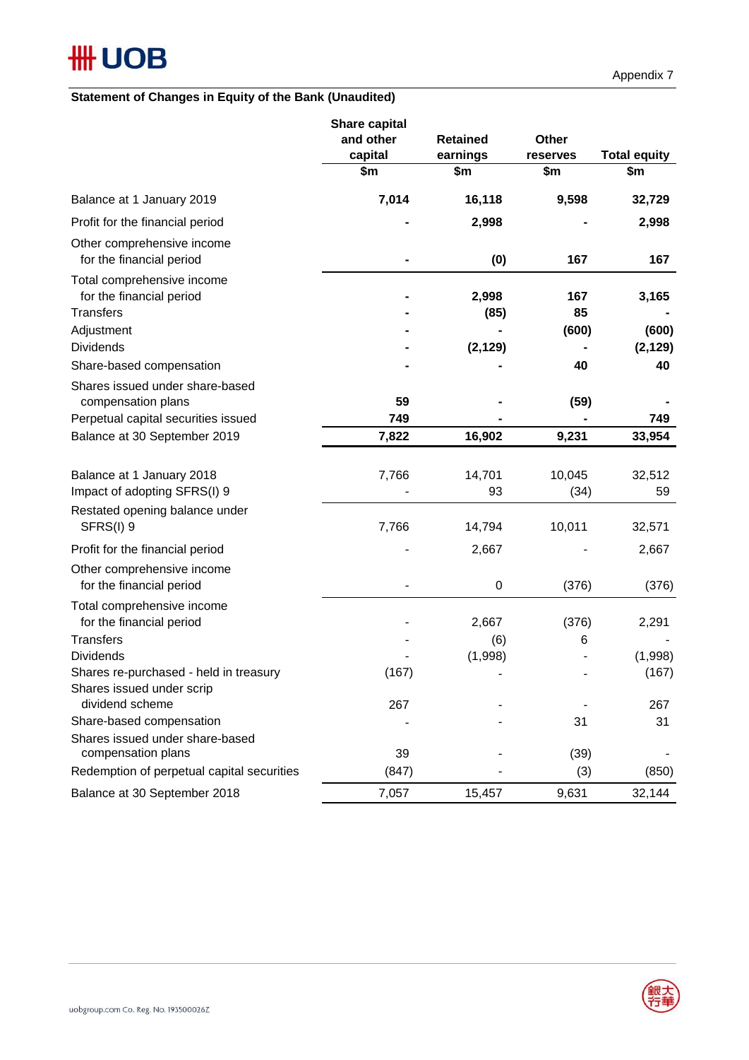Appendix 7

**Statement of Changes in Equity of the Bank (Unaudited)**

| | Share capital and other capital | Retained earnings | Other reserves | Total equity |
|---|---|---|---|---|
| | $m | $m | $m | $m |
| **Balance at 1 January 2019** | **7,014** | **16,118** | **9,598** | **32,729** |
| Profit for the financial period | **-** | **2,998** | **-** | **2,998** |
| Other comprehensive income for the financial period | **-** | **(0)** | **167** | **167** |
| Total comprehensive income for the financial period | **-** | **2,998** | **167** | **3,165** |
| Transfers | **-** | **(85)** | **85** | **-** |
| Adjustment | **-** | **-** | **(600)** | **(600)** |
| Dividends | **-** | **(2,129)** | **-** | **(2,129)** |
| Share-based compensation | **-** | **-** | **40** | **40** |
| Shares issued under share-based compensation plans | **59** | **-** | **(59)** | **-** |
| Perpetual capital securities issued | **749** | **-** | **-** | **749** |
| Balance at 30 September 2019 | **7,822** | **16,902** | **9,231** | **33,954** |
| | | | | |
| Balance at 1 January 2018 | 7,766 | 14,701 | 10,045 | 32,512 |
| Impact of adopting SFRS(I) 9 | - | 93 | (34) | 59 |
| Restated opening balance under SFRS(I) 9 | 7,766 | 14,794 | 10,011 | 32,571 |
| Profit for the financial period | - | 2,667 | - | 2,667 |
| Other comprehensive income for the financial period | - | 0 | (376) | (376) |
| Total comprehensive income for the financial period | - | 2,667 | (376) | 2,291 |
| Transfers | - | (6) | 6 | - |
| Dividends | - | (1,998) | - | (1,998) |
| Shares re-purchased - held in treasury | (167) | - | - | (167) |
| Shares issued under scrip dividend scheme | 267 | - | - | 267 |
| Share-based compensation | - | - | 31 | 31 |
| Shares issued under share-based compensation plans | 39 | - | (39) | - |
| Redemption of perpetual capital securities | (847) | - | (3) | (850) |
| Balance at 30 September 2018 | 7,057 | 15,457 | 9,631 | 32,144 |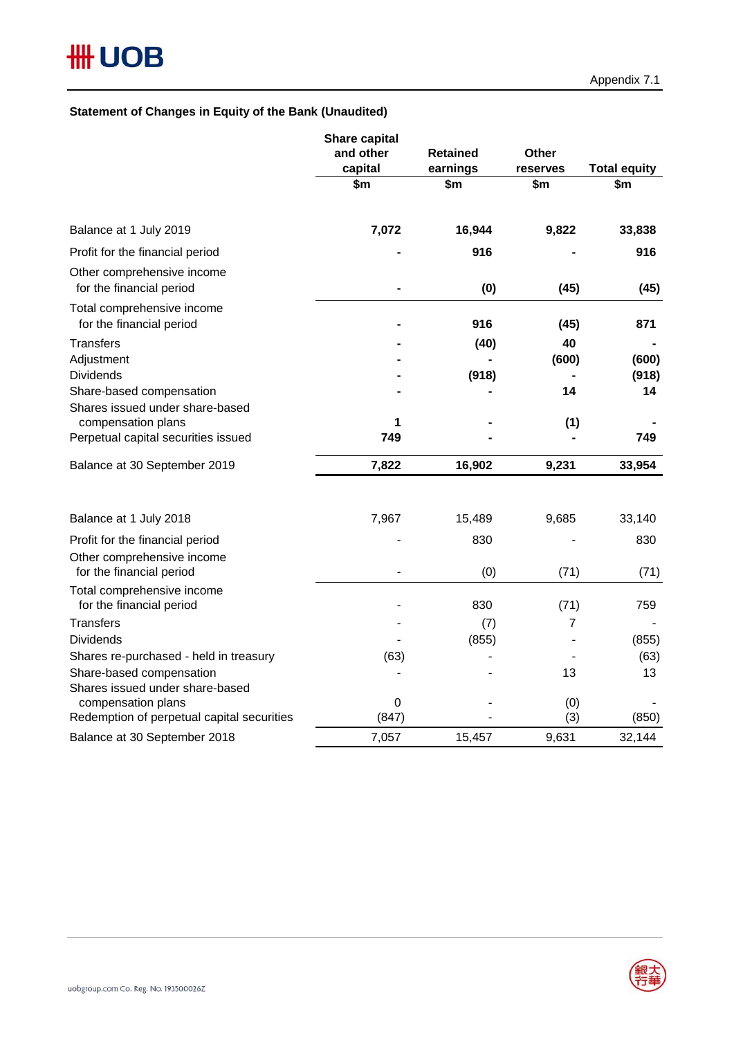Appendix 7.1

**Statement of Changes in Equity of the Bank (Unaudited)**

| | Share capital and other capital | Retained earnings | Other reserves | Total equity |
|---|---|---|---|---|
| | $m | $m | $m | $m |
| **Balance at 1 July 2019** | **7,072** | **16,944** | **9,822** | **33,838** |
| Profit for the financial period | **-** | **916** | **-** | **916** |
| Other comprehensive income for the financial period | **-** | **(0)** | **(45)** | **(45)** |
| Total comprehensive income for the financial period | **-** | **916** | **(45)** | **871** |
| Transfers | **-** | **(40)** | **40** | **-** |
| Adjustment | **-** | **-** | **(600)** | **(600)** |
| Dividends | **-** | **(918)** | **-** | **(918)** |
| Share-based compensation | **-** | **-** | **14** | **14** |
| Shares issued under share-based compensation plans | **1** | **-** | **(1)** | **-** |
| Perpetual capital securities issued | **749** | **-** | **-** | **749** |
| Balance at 30 September 2019 | **7,822** | **16,902** | **9,231** | **33,954** |
| | | | | |
| Balance at 1 July 2018 | 7,967 | 15,489 | 9,685 | 33,140 |
| Profit for the financial period | - | 830 | - | 830 |
| Other comprehensive income for the financial period | - | (0) | (71) | (71) |
| Total comprehensive income for the financial period | - | 830 | (71) | 759 |
| Transfers | - | (7) | 7 | - |
| Dividends | - | (855) | - | (855) |
| Shares re-purchased - held in treasury | (63) | - | - | (63) |
| Share-based compensation | - | - | 13 | 13 |
| Shares issued under share-based compensation plans | 0 | - | (0) | - |
| Redemption of perpetual capital securities | (847) | - | (3) | (850) |
| Balance at 30 September 2018 | 7,057 | 15,457 | 9,631 | 32,144 |